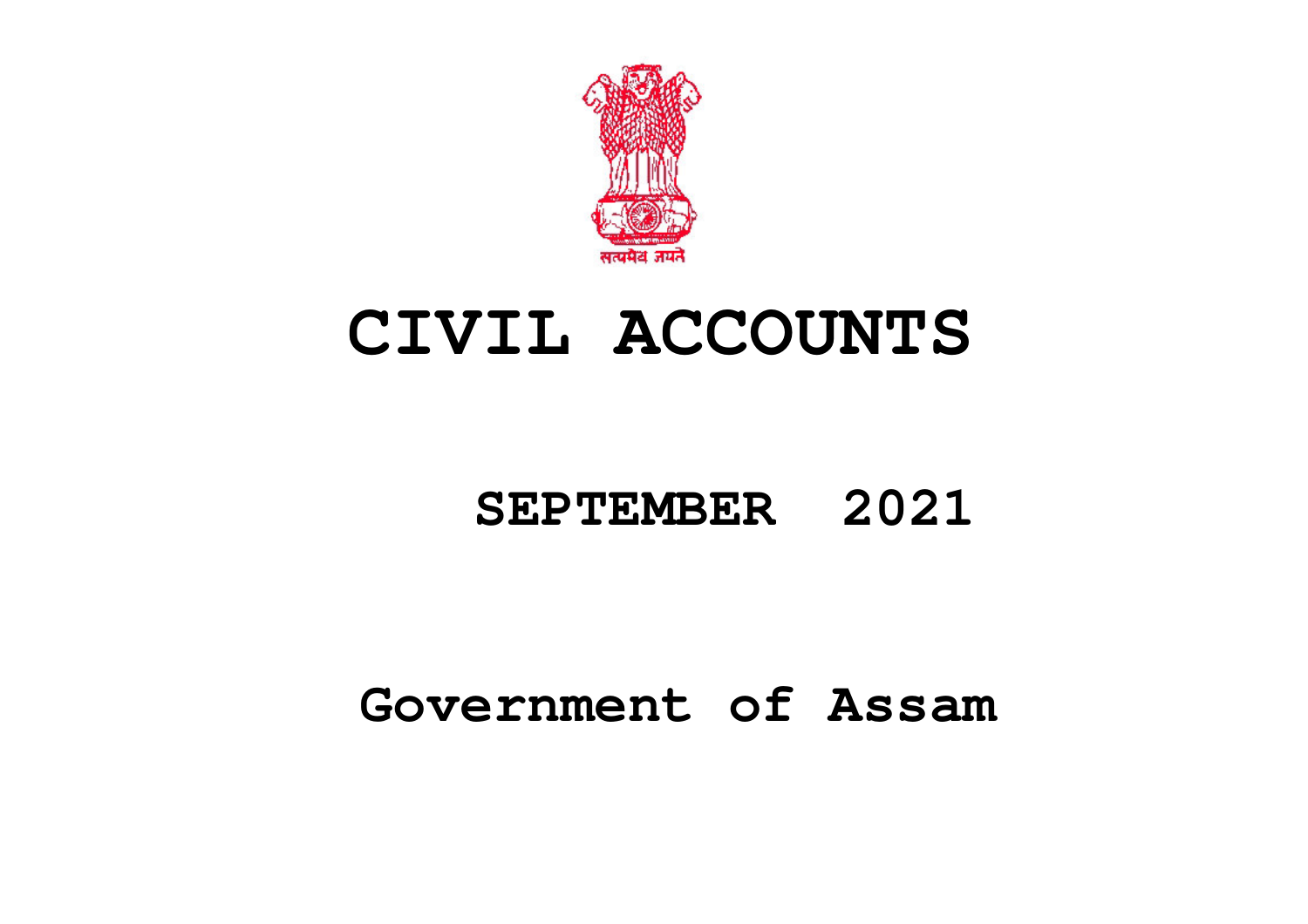सत्यमेव जयते

# CIVIL ACCOUNTS

## SEPTEMBER 2021

## Government of Assam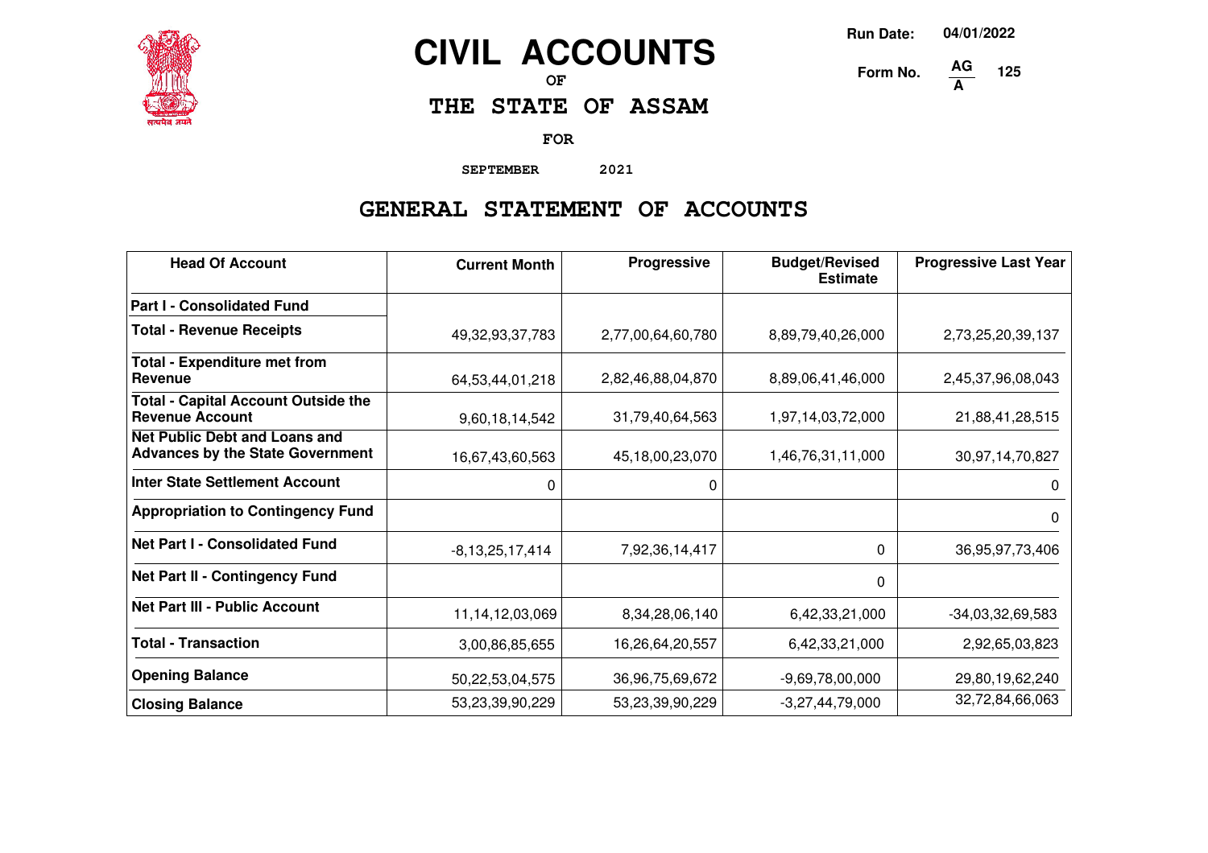# CIVIL ACCOUNTS

OF

## THE STATE OF ASSAM

Run Date: 04/01/2022

Form No. AG/A 125

FOR

SEPTEMBER 2021

## GENERAL STATEMENT OF ACCOUNTS

| Head Of Account | Current Month | Progressive | Budget/Revised Estimate | Progressive Last Year |
|---|---|---|---|---|
| **Part I - Consolidated Fund** | | | | |
| **Total - Revenue Receipts** | 49,32,93,37,783 | 2,77,00,64,60,780 | 8,89,79,40,26,000 | 2,73,25,20,39,137 |
| **Total - Expenditure met from Revenue** | 64,53,44,01,218 | 2,82,46,88,04,870 | 8,89,06,41,46,000 | 2,45,37,96,08,043 |
| **Total - Capital Account Outside the Revenue Account** | 9,60,18,14,542 | 31,79,40,64,563 | 1,97,14,03,72,000 | 21,88,41,28,515 |
| **Net Public Debt and Loans and Advances by the State Government** | 16,67,43,60,563 | 45,18,00,23,070 | 1,46,76,31,11,000 | 30,97,14,70,827 |
| **Inter State Settlement Account** | 0 | 0 | | 0 |
| **Appropriation to Contingency Fund** | | | | 0 |
| **Net Part I - Consolidated Fund** | -8,13,25,17,414 | 7,92,36,14,417 | 0 | 36,95,97,73,406 |
| **Net Part II - Contingency Fund** | | | 0 | |
| **Net Part III - Public Account** | 11,14,12,03,069 | 8,34,28,06,140 | 6,42,33,21,000 | -34,03,32,69,583 |
| **Total - Transaction** | 3,00,86,85,655 | 16,26,64,20,557 | 6,42,33,21,000 | 2,92,65,03,823 |
| **Opening Balance** | 50,22,53,04,575 | 36,96,75,69,672 | -9,69,78,00,000 | 29,80,19,62,240 |
| **Closing Balance** | 53,23,39,90,229 | 53,23,39,90,229 | -3,27,44,79,000 | 32,72,84,66,063 |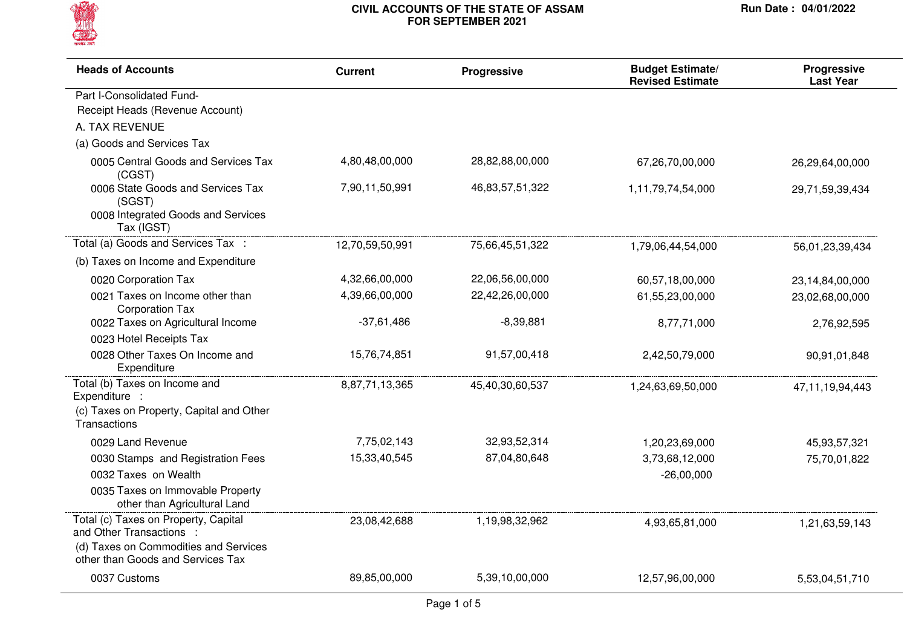# CIVIL ACCOUNTS OF THE STATE OF ASSAM FOR SEPTEMBER 2021

Run Date : 04/01/2022

| Heads of Accounts | Current | Progressive | Budget Estimate/ Revised Estimate | Progressive Last Year |
|---|---|---|---|---|
| Part I-Consolidated Fund- | | | | |
| Receipt Heads (Revenue Account) | | | | |
| A. TAX REVENUE | | | | |
| (a) Goods and Services Tax | | | | |
| 0005 Central Goods and Services Tax (CGST) | 4,80,48,00,000 | 28,82,88,00,000 | 67,26,70,00,000 | 26,29,64,00,000 |
| 0006 State Goods and Services Tax (SGST) | 7,90,11,50,991 | 46,83,57,51,322 | 1,11,79,74,54,000 | 29,71,59,39,434 |
| 0008 Integrated Goods and Services Tax (IGST) | | | | |
| Total (a) Goods and Services Tax : | 12,70,59,50,991 | 75,66,45,51,322 | 1,79,06,44,54,000 | 56,01,23,39,434 |
| (b) Taxes on Income and Expenditure | | | | |
| 0020 Corporation Tax | 4,32,66,00,000 | 22,06,56,00,000 | 60,57,18,00,000 | 23,14,84,00,000 |
| 0021 Taxes on Income other than Corporation Tax | 4,39,66,00,000 | 22,42,26,00,000 | 61,55,23,00,000 | 23,02,68,00,000 |
| 0022 Taxes on Agricultural Income | -37,61,486 | -8,39,881 | 8,77,71,000 | 2,76,92,595 |
| 0023 Hotel Receipts Tax | | | | |
| 0028 Other Taxes On Income and Expenditure | 15,76,74,851 | 91,57,00,418 | 2,42,50,79,000 | 90,91,01,848 |
| Total (b) Taxes on Income and Expenditure : | 8,87,71,13,365 | 45,40,30,60,537 | 1,24,63,69,50,000 | 47,11,19,94,443 |
| (c) Taxes on Property, Capital and Other Transactions | | | | |
| 0029 Land Revenue | 7,75,02,143 | 32,93,52,314 | 1,20,23,69,000 | 45,93,57,321 |
| 0030 Stamps and Registration Fees | 15,33,40,545 | 87,04,80,648 | 3,73,68,12,000 | 75,70,01,822 |
| 0032 Taxes on Wealth | | | -26,00,000 | |
| 0035 Taxes on Immovable Property other than Agricultural Land | | | | |
| Total (c) Taxes on Property, Capital and Other Transactions : | 23,08,42,688 | 1,19,98,32,962 | 4,93,65,81,000 | 1,21,63,59,143 |
| (d) Taxes on Commodities and Services other than Goods and Services Tax | | | | |
| 0037 Customs | 89,85,00,000 | 5,39,10,00,000 | 12,57,96,00,000 | 5,53,04,51,710 |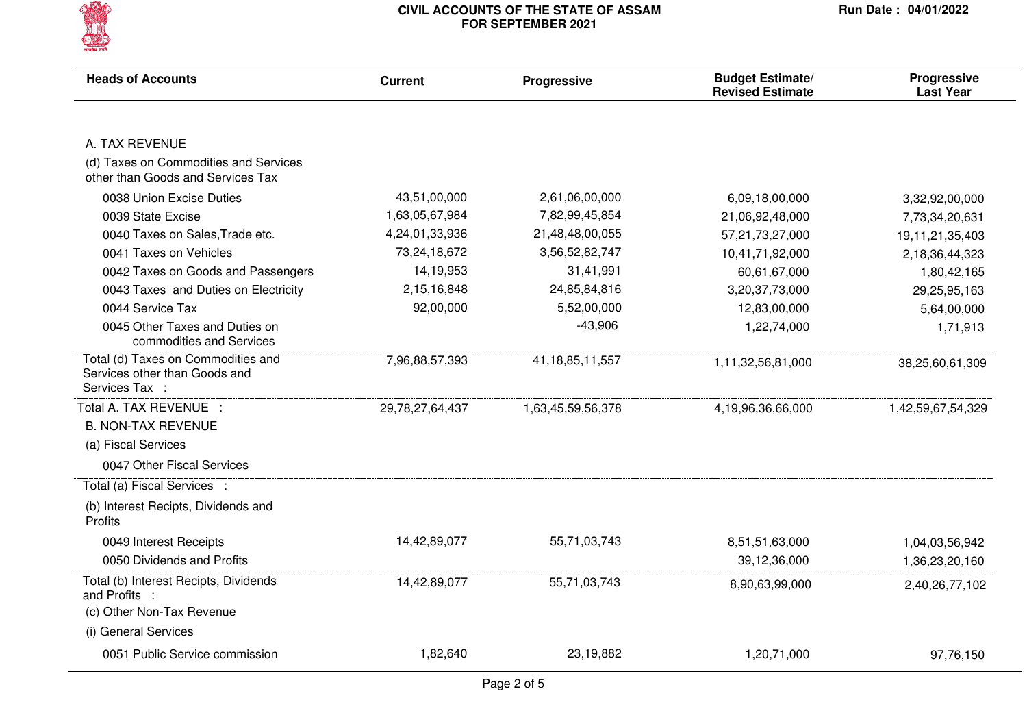# CIVIL ACCOUNTS OF THE STATE OF ASSAM
## FOR SEPTEMBER 2021

Run Date : 04/01/2022

| Heads of Accounts | Current | Progressive | Budget Estimate/ Revised Estimate | Progressive Last Year |
|---|---|---|---|---|
| A. TAX REVENUE | | | | |
| (d) Taxes on Commodities and Services other than Goods and Services Tax | | | | |
| 0038 Union Excise Duties | 43,51,00,000 | 2,61,06,00,000 | 6,09,18,00,000 | 3,32,92,00,000 |
| 0039 State Excise | 1,63,05,67,984 | 7,82,99,45,854 | 21,06,92,48,000 | 7,73,34,20,631 |
| 0040 Taxes on Sales,Trade etc. | 4,24,01,33,936 | 21,48,48,00,055 | 57,21,73,27,000 | 19,11,21,35,403 |
| 0041 Taxes on Vehicles | 73,24,18,672 | 3,56,52,82,747 | 10,41,71,92,000 | 2,18,36,44,323 |
| 0042 Taxes on Goods and Passengers | 14,19,953 | 31,41,991 | 60,61,67,000 | 1,80,42,165 |
| 0043 Taxes and Duties on Electricity | 2,15,16,848 | 24,85,84,816 | 3,20,37,73,000 | 29,25,95,163 |
| 0044 Service Tax | 92,00,000 | 5,52,00,000 | 12,83,00,000 | 5,64,00,000 |
| 0045 Other Taxes and Duties on commodities and Services | | -43,906 | 1,22,74,000 | 1,71,913 |
| Total (d) Taxes on Commodities and Services other than Goods and Services Tax : | 7,96,88,57,393 | 41,18,85,11,557 | 1,11,32,56,81,000 | 38,25,60,61,309 |
| Total A. TAX REVENUE : | 29,78,27,64,437 | 1,63,45,59,56,378 | 4,19,96,36,66,000 | 1,42,59,67,54,329 |
| B. NON-TAX REVENUE | | | | |
| (a) Fiscal Services | | | | |
| 0047 Other Fiscal Services | | | | |
| Total (a) Fiscal Services : | | | | |
| (b) Interest Recipts, Dividends and Profits | | | | |
| 0049 Interest Receipts | 14,42,89,077 | 55,71,03,743 | 8,51,51,63,000 | 1,04,03,56,942 |
| 0050 Dividends and Profits | | | 39,12,36,000 | 1,36,23,20,160 |
| Total (b) Interest Recipts, Dividends and Profits : | 14,42,89,077 | 55,71,03,743 | 8,90,63,99,000 | 2,40,26,77,102 |
| (c) Other Non-Tax Revenue | | | | |
| (i) General Services | | | | |
| 0051 Public Service commission | 1,82,640 | 23,19,882 | 1,20,71,000 | 97,76,150 |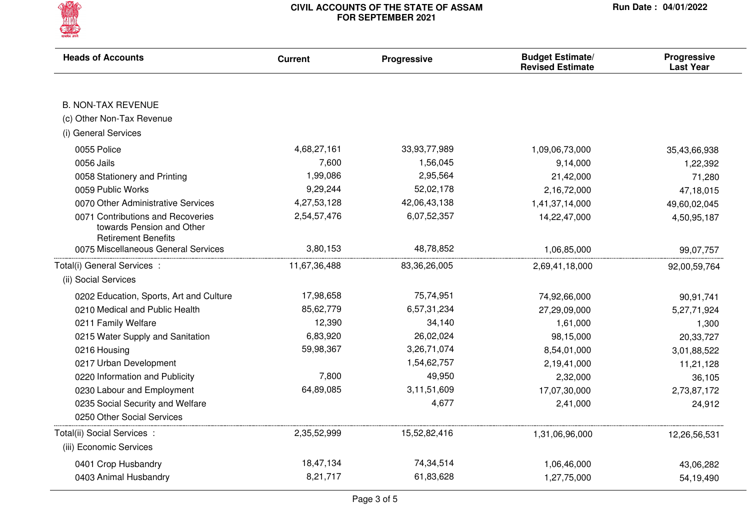# CIVIL ACCOUNTS OF THE STATE OF ASSAM FOR SEPTEMBER 2021

Run Date : 04/01/2022

| Heads of Accounts | Current | Progressive | Budget Estimate/ Revised Estimate | Progressive Last Year |
|---|---|---|---|---|
| B. NON-TAX REVENUE | | | | |
| (c) Other Non-Tax Revenue | | | | |
| (i) General Services | | | | |
| 0055 Police | 4,68,27,161 | 33,93,77,989 | 1,09,06,73,000 | 35,43,66,938 |
| 0056 Jails | 7,600 | 1,56,045 | 9,14,000 | 1,22,392 |
| 0058 Stationery and Printing | 1,99,086 | 2,95,564 | 21,42,000 | 71,280 |
| 0059 Public Works | 9,29,244 | 52,02,178 | 2,16,72,000 | 47,18,015 |
| 0070 Other Administrative Services | 4,27,53,128 | 42,06,43,138 | 1,41,37,14,000 | 49,60,02,045 |
| 0071 Contributions and Recoveries towards Pension and Other Retirement Benefits | 2,54,57,476 | 6,07,52,357 | 14,22,47,000 | 4,50,95,187 |
| 0075 Miscellaneous General Services | 3,80,153 | 48,78,852 | 1,06,85,000 | 99,07,757 |
| Total(i) General Services : | 11,67,36,488 | 83,36,26,005 | 2,69,41,18,000 | 92,00,59,764 |
| (ii) Social Services | | | | |
| 0202 Education, Sports, Art and Culture | 17,98,658 | 75,74,951 | 74,92,66,000 | 90,91,741 |
| 0210 Medical and Public Health | 85,62,779 | 6,57,31,234 | 27,29,09,000 | 5,27,71,924 |
| 0211 Family Welfare | 12,390 | 34,140 | 1,61,000 | 1,300 |
| 0215 Water Supply and Sanitation | 6,83,920 | 26,02,024 | 98,15,000 | 20,33,727 |
| 0216 Housing | 59,98,367 | 3,26,71,074 | 8,54,01,000 | 3,01,88,522 |
| 0217 Urban Development | | 1,54,62,757 | 2,19,41,000 | 11,21,128 |
| 0220 Information and Publicity | 7,800 | 49,950 | 2,32,000 | 36,105 |
| 0230 Labour and Employment | 64,89,085 | 3,11,51,609 | 17,07,30,000 | 2,73,87,172 |
| 0235 Social Security and Welfare | | 4,677 | 2,41,000 | 24,912 |
| 0250 Other Social Services | | | | |
| Total(ii) Social Services : | 2,35,52,999 | 15,52,82,416 | 1,31,06,96,000 | 12,26,56,531 |
| (iii) Economic Services | | | | |
| 0401 Crop Husbandry | 18,47,134 | 74,34,514 | 1,06,46,000 | 43,06,282 |
| 0403 Animal Husbandry | 8,21,717 | 61,83,628 | 1,27,75,000 | 54,19,490 |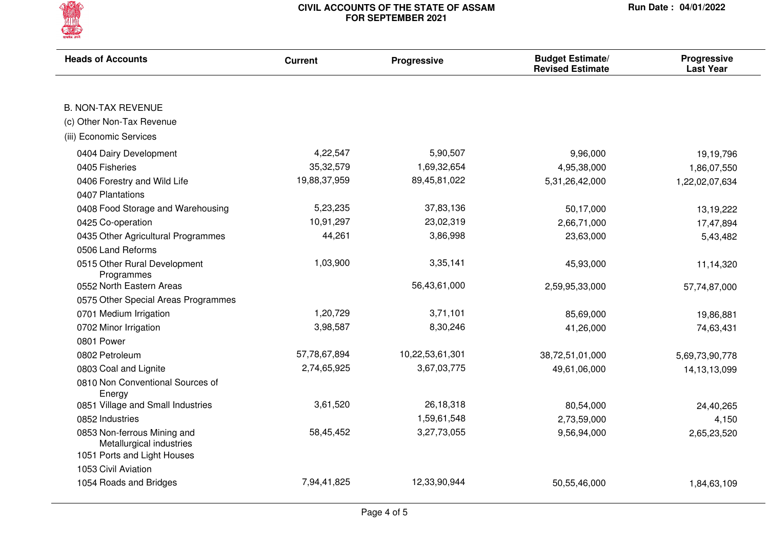# CIVIL ACCOUNTS OF THE STATE OF ASSAM FOR SEPTEMBER 2021

Run Date : 04/01/2022

| Heads of Accounts | Current | Progressive | Budget Estimate/ Revised Estimate | Progressive Last Year |
|---|---|---|---|---|
| B. NON-TAX REVENUE | | | | |
| (c) Other Non-Tax Revenue | | | | |
| (iii) Economic Services | | | | |
| 0404 Dairy Development | 4,22,547 | 5,90,507 | 9,96,000 | 19,19,796 |
| 0405 Fisheries | 35,32,579 | 1,69,32,654 | 4,95,38,000 | 1,86,07,550 |
| 0406 Forestry and Wild Life | 19,88,37,959 | 89,45,81,022 | 5,31,26,42,000 | 1,22,02,07,634 |
| 0407 Plantations | | | | |
| 0408 Food Storage and Warehousing | 5,23,235 | 37,83,136 | 50,17,000 | 13,19,222 |
| 0425 Co-operation | 10,91,297 | 23,02,319 | 2,66,71,000 | 17,47,894 |
| 0435 Other Agricultural Programmes | 44,261 | 3,86,998 | 23,63,000 | 5,43,482 |
| 0506 Land Reforms | | | | |
| 0515 Other Rural Development Programmes | 1,03,900 | 3,35,141 | 45,93,000 | 11,14,320 |
| 0552 North Eastern Areas | | 56,43,61,000 | 2,59,95,33,000 | 57,74,87,000 |
| 0575 Other Special Areas Programmes | | | | |
| 0701 Medium Irrigation | 1,20,729 | 3,71,101 | 85,69,000 | 19,86,881 |
| 0702 Minor Irrigation | 3,98,587 | 8,30,246 | 41,26,000 | 74,63,431 |
| 0801 Power | | | | |
| 0802 Petroleum | 57,78,67,894 | 10,22,53,61,301 | 38,72,51,01,000 | 5,69,73,90,778 |
| 0803 Coal and Lignite | 2,74,65,925 | 3,67,03,775 | 49,61,06,000 | 14,13,13,099 |
| 0810 Non Conventional Sources of Energy | | | | |
| 0851 Village and Small Industries | 3,61,520 | 26,18,318 | 80,54,000 | 24,40,265 |
| 0852 Industries | | 1,59,61,548 | 2,73,59,000 | 4,150 |
| 0853 Non-ferrous Mining and Metallurgical industries | 58,45,452 | 3,27,73,055 | 9,56,94,000 | 2,65,23,520 |
| 1051 Ports and Light Houses | | | | |
| 1053 Civil Aviation | | | | |
| 1054 Roads and Bridges | 7,94,41,825 | 12,33,90,944 | 50,55,46,000 | 1,84,63,109 |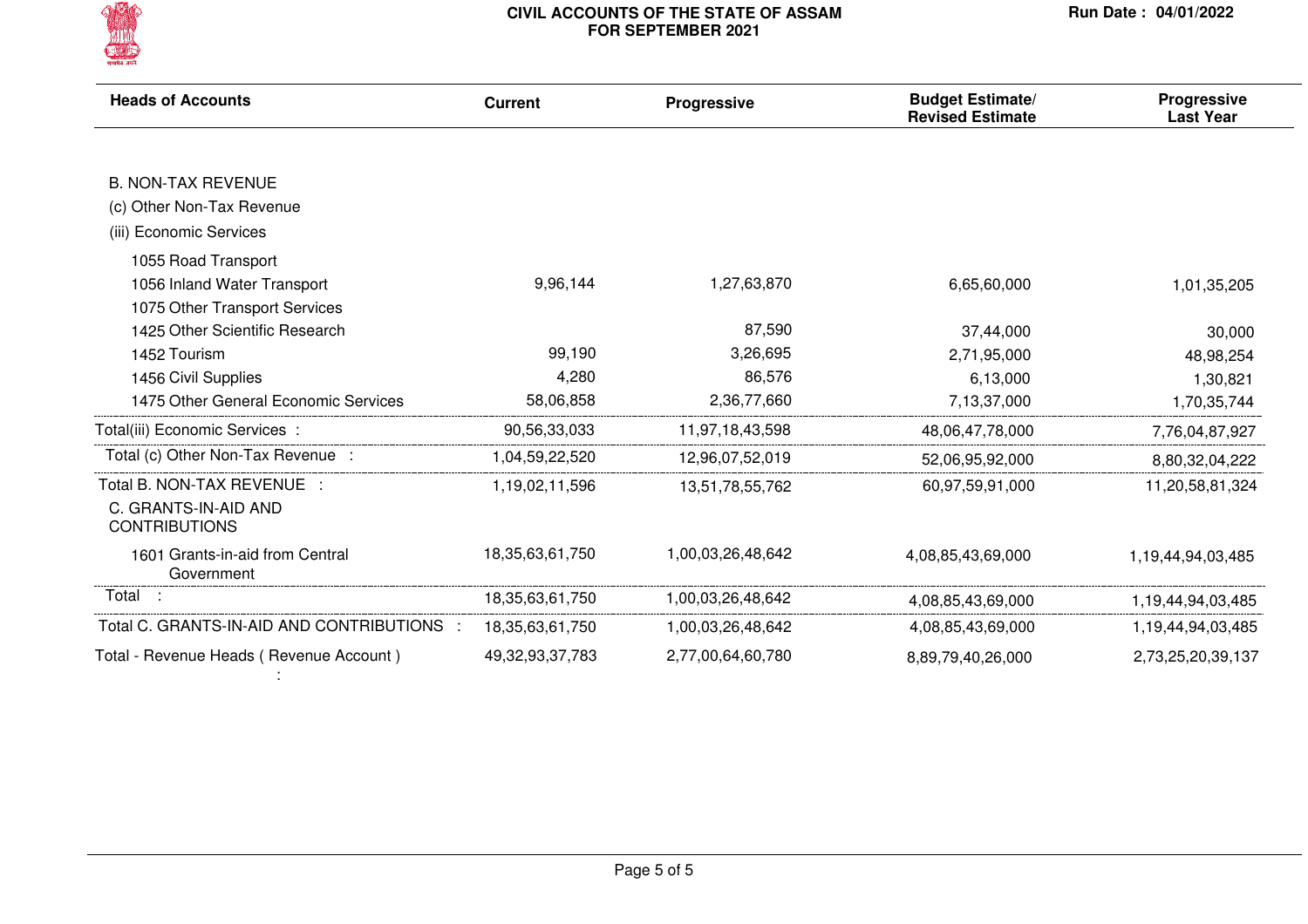## CIVIL ACCOUNTS OF THE STATE OF ASSAM FOR SEPTEMBER 2021

Run Date : 04/01/2022

| Heads of Accounts | Current | Progressive | Budget Estimate/ Revised Estimate | Progressive Last Year |
|---|---|---|---|---|
| B. NON-TAX REVENUE | | | | |
| (c) Other Non-Tax Revenue | | | | |
| (iii) Economic Services | | | | |
| 1055 Road Transport | | | | |
| 1056 Inland Water Transport | 9,96,144 | 1,27,63,870 | 6,65,60,000 | 1,01,35,205 |
| 1075 Other Transport Services | | | | |
| 1425 Other Scientific Research | | 87,590 | 37,44,000 | 30,000 |
| 1452 Tourism | 99,190 | 3,26,695 | 2,71,95,000 | 48,98,254 |
| 1456 Civil Supplies | 4,280 | 86,576 | 6,13,000 | 1,30,821 |
| 1475 Other General Economic Services | 58,06,858 | 2,36,77,660 | 7,13,37,000 | 1,70,35,744 |
| Total(iii) Economic Services : | 90,56,33,033 | 11,97,18,43,598 | 48,06,47,78,000 | 7,76,04,87,927 |
| Total (c) Other Non-Tax Revenue : | 1,04,59,22,520 | 12,96,07,52,019 | 52,06,95,92,000 | 8,80,32,04,222 |
| Total B. NON-TAX REVENUE : | 1,19,02,11,596 | 13,51,78,55,762 | 60,97,59,91,000 | 11,20,58,81,324 |
| C. GRANTS-IN-AID AND CONTRIBUTIONS | | | | |
| 1601 Grants-in-aid from Central Government | 18,35,63,61,750 | 1,00,03,26,48,642 | 4,08,85,43,69,000 | 1,19,44,94,03,485 |
| Total : | 18,35,63,61,750 | 1,00,03,26,48,642 | 4,08,85,43,69,000 | 1,19,44,94,03,485 |
| Total C. GRANTS-IN-AID AND CONTRIBUTIONS : | 18,35,63,61,750 | 1,00,03,26,48,642 | 4,08,85,43,69,000 | 1,19,44,94,03,485 |
| Total - Revenue Heads ( Revenue Account ) : | 49,32,93,37,783 | 2,77,00,64,60,780 | 8,89,79,40,26,000 | 2,73,25,20,39,137 |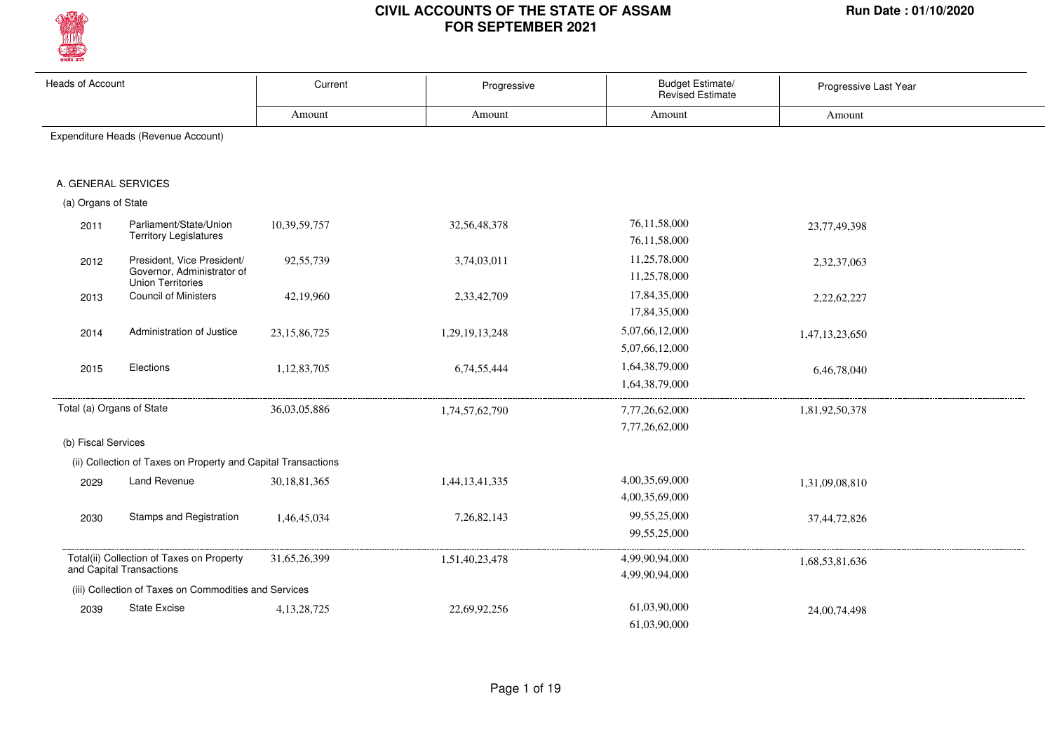# CIVIL ACCOUNTS OF THE STATE OF ASSAM FOR SEPTEMBER 2021

Run Date : 01/10/2020

| Heads of Account | | Current | Progressive | Budget Estimate/ Revised Estimate | Progressive Last Year |
|---|---|---|---|---|---|
| | | Amount | Amount | Amount | Amount |
| Expenditure Heads (Revenue Account) | | | | | |
| A. GENERAL SERVICES | | | | | |
| (a) Organs of State | | | | | |
| 2011 | Parliament/State/Union Territory Legislatures | 10,39,59,757 | 32,56,48,378 | 76,11,58,000<br>76,11,58,000 | 23,77,49,398 |
| 2012 | President, Vice President/ Governor, Administrator of Union Territories | 92,55,739 | 3,74,03,011 | 11,25,78,000<br>11,25,78,000 | 2,32,37,063 |
| 2013 | Council of Ministers | 42,19,960 | 2,33,42,709 | 17,84,35,000<br>17,84,35,000 | 2,22,62,227 |
| 2014 | Administration of Justice | 23,15,86,725 | 1,29,19,13,248 | 5,07,66,12,000<br>5,07,66,12,000 | 1,47,13,23,650 |
| 2015 | Elections | 1,12,83,705 | 6,74,55,444 | 1,64,38,79,000<br>1,64,38,79,000 | 6,46,78,040 |
| Total (a) Organs of State | | 36,03,05,886 | 1,74,57,62,790 | 7,77,26,62,000<br>7,77,26,62,000 | 1,81,92,50,378 |
| (b) Fiscal Services | | | | | |
| (ii) Collection of Taxes on Property and Capital Transactions | | | | | |
| 2029 | Land Revenue | 30,18,81,365 | 1,44,13,41,335 | 4,00,35,69,000<br>4,00,35,69,000 | 1,31,09,08,810 |
| 2030 | Stamps and Registration | 1,46,45,034 | 7,26,82,143 | 99,55,25,000<br>99,55,25,000 | 37,44,72,826 |
| Total(ii) Collection of Taxes on Property and Capital Transactions | | 31,65,26,399 | 1,51,40,23,478 | 4,99,90,94,000<br>4,99,90,94,000 | 1,68,53,81,636 |
| (iii) Collection of Taxes on Commodities and Services | | | | | |
| 2039 | State Excise | 4,13,28,725 | 22,69,92,256 | 61,03,90,000<br>61,03,90,000 | 24,00,74,498 |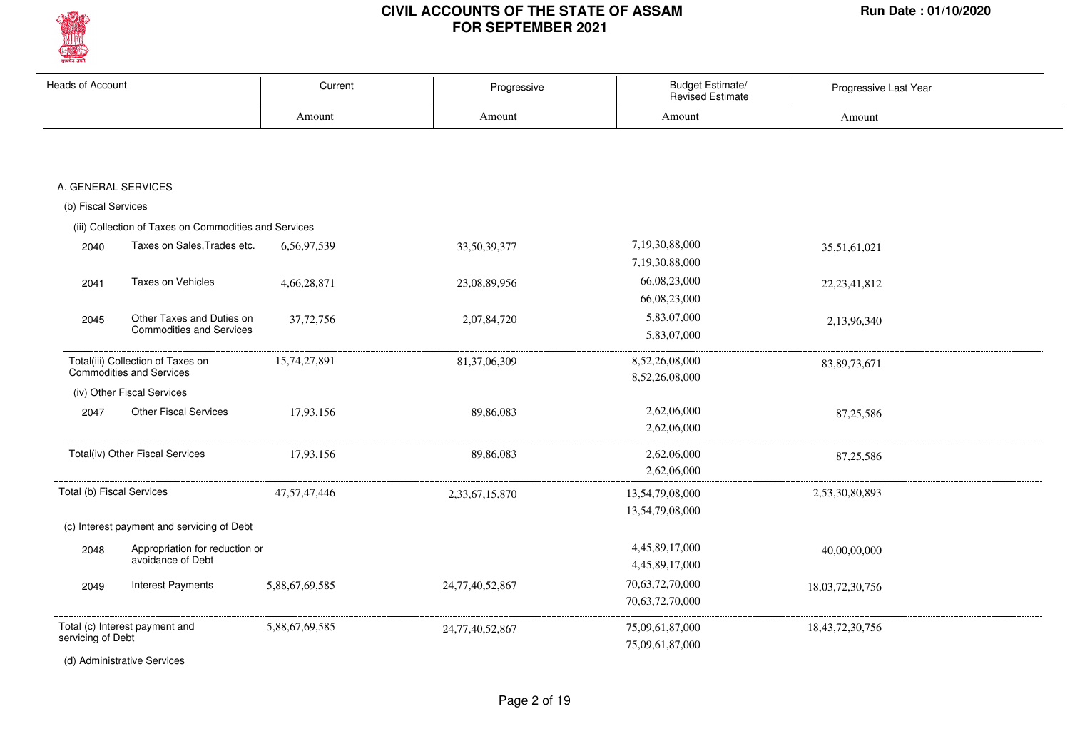# CIVIL ACCOUNTS OF THE STATE OF ASSAM
## FOR SEPTEMBER 2021

Run Date : 01/10/2020

| Heads of Account | | Current | Progressive | Budget Estimate/ Revised Estimate | Progressive Last Year |
|---|---|---|---|---|---|
| | | Amount | Amount | Amount | Amount |
| **A. GENERAL SERVICES** | | | | | |
| (b) Fiscal Services | | | | | |
| (iii) Collection of Taxes on Commodities and Services | | | | | |
| 2040 | Taxes on Sales,Trades etc. | 6,56,97,539 | 33,50,39,377 | 7,19,30,88,000<br>7,19,30,88,000 | 35,51,61,021 |
| 2041 | Taxes on Vehicles | 4,66,28,871 | 23,08,89,956 | 66,08,23,000<br>66,08,23,000 | 22,23,41,812 |
| 2045 | Other Taxes and Duties on Commodities and Services | 37,72,756 | 2,07,84,720 | 5,83,07,000<br>5,83,07,000 | 2,13,96,340 |
| Total(iii) Collection of Taxes on Commodities and Services | | 15,74,27,891 | 81,37,06,309 | 8,52,26,08,000<br>8,52,26,08,000 | 83,89,73,671 |
| (iv) Other Fiscal Services | | | | | |
| 2047 | Other Fiscal Services | 17,93,156 | 89,86,083 | 2,62,06,000<br>2,62,06,000 | 87,25,586 |
| Total(iv) Other Fiscal Services | | 17,93,156 | 89,86,083 | 2,62,06,000<br>2,62,06,000 | 87,25,586 |
| Total (b) Fiscal Services | | 47,57,47,446 | 2,33,67,15,870 | 13,54,79,08,000<br>13,54,79,08,000 | 2,53,30,80,893 |
| (c) Interest payment and servicing of Debt | | | | | |
| 2048 | Appropriation for reduction or avoidance of Debt | | | 4,45,89,17,000<br>4,45,89,17,000 | 40,00,00,000 |
| 2049 | Interest Payments | 5,88,67,69,585 | 24,77,40,52,867 | 70,63,72,70,000<br>70,63,72,70,000 | 18,03,72,30,756 |
| Total (c) Interest payment and servicing of Debt | | 5,88,67,69,585 | 24,77,40,52,867 | 75,09,61,87,000<br>75,09,61,87,000 | 18,43,72,30,756 |
| (d) Administrative Services | | | | | |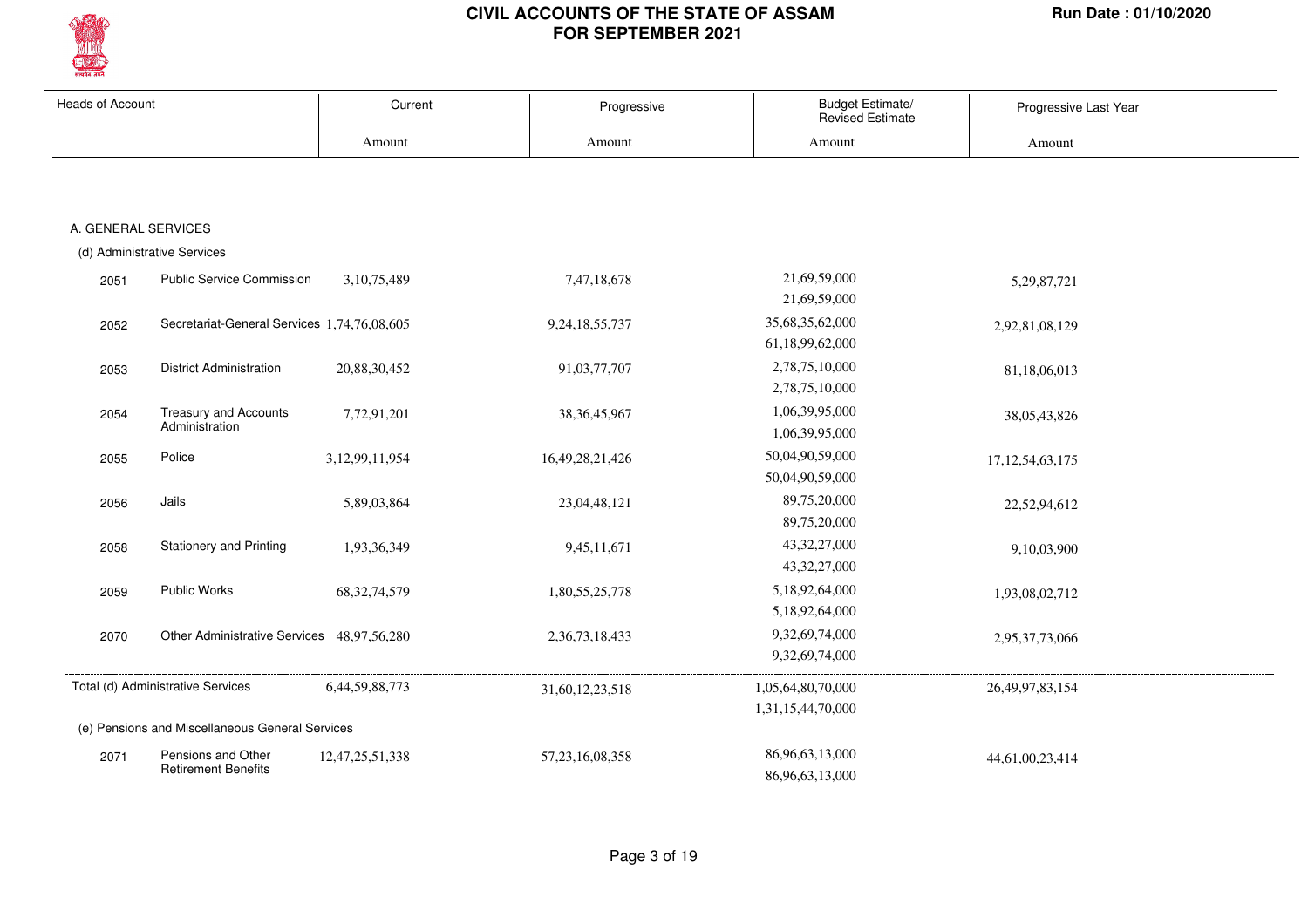# CIVIL ACCOUNTS OF THE STATE OF ASSAM FOR SEPTEMBER 2021

Run Date : 01/10/2020

| Heads of Account | | Current | Progressive | Budget Estimate/ Revised Estimate | Progressive Last Year |
|---|---|---|---|---|---|
| | | Amount | Amount | Amount | Amount |
| **A. GENERAL SERVICES** | | | | | |
| (d) Administrative Services | | | | | |
| 2051 | Public Service Commission | 3,10,75,489 | 7,47,18,678 | 21,69,59,000<br>21,69,59,000 | 5,29,87,721 |
| 2052 | Secretariat-General Services | 1,74,76,08,605 | 9,24,18,55,737 | 35,68,35,62,000<br>61,18,99,62,000 | 2,92,81,08,129 |
| 2053 | District Administration | 20,88,30,452 | 91,03,77,707 | 2,78,75,10,000<br>2,78,75,10,000 | 81,18,06,013 |
| 2054 | Treasury and Accounts Administration | 7,72,91,201 | 38,36,45,967 | 1,06,39,95,000<br>1,06,39,95,000 | 38,05,43,826 |
| 2055 | Police | 3,12,99,11,954 | 16,49,28,21,426 | 50,04,90,59,000<br>50,04,90,59,000 | 17,12,54,63,175 |
| 2056 | Jails | 5,89,03,864 | 23,04,48,121 | 89,75,20,000<br>89,75,20,000 | 22,52,94,612 |
| 2058 | Stationery and Printing | 1,93,36,349 | 9,45,11,671 | 43,32,27,000<br>43,32,27,000 | 9,10,03,900 |
| 2059 | Public Works | 68,32,74,579 | 1,80,55,25,778 | 5,18,92,64,000<br>5,18,92,64,000 | 1,93,08,02,712 |
| 2070 | Other Administrative Services | 48,97,56,280 | 2,36,73,18,433 | 9,32,69,74,000<br>9,32,69,74,000 | 2,95,37,73,066 |
| Total (d) Administrative Services | | 6,44,59,88,773 | 31,60,12,23,518 | 1,05,64,80,70,000<br>1,31,15,44,70,000 | 26,49,97,83,154 |
| (e) Pensions and Miscellaneous General Services | | | | | |
| 2071 | Pensions and Other Retirement Benefits | 12,47,25,51,338 | 57,23,16,08,358 | 86,96,63,13,000<br>86,96,63,13,000 | 44,61,00,23,414 |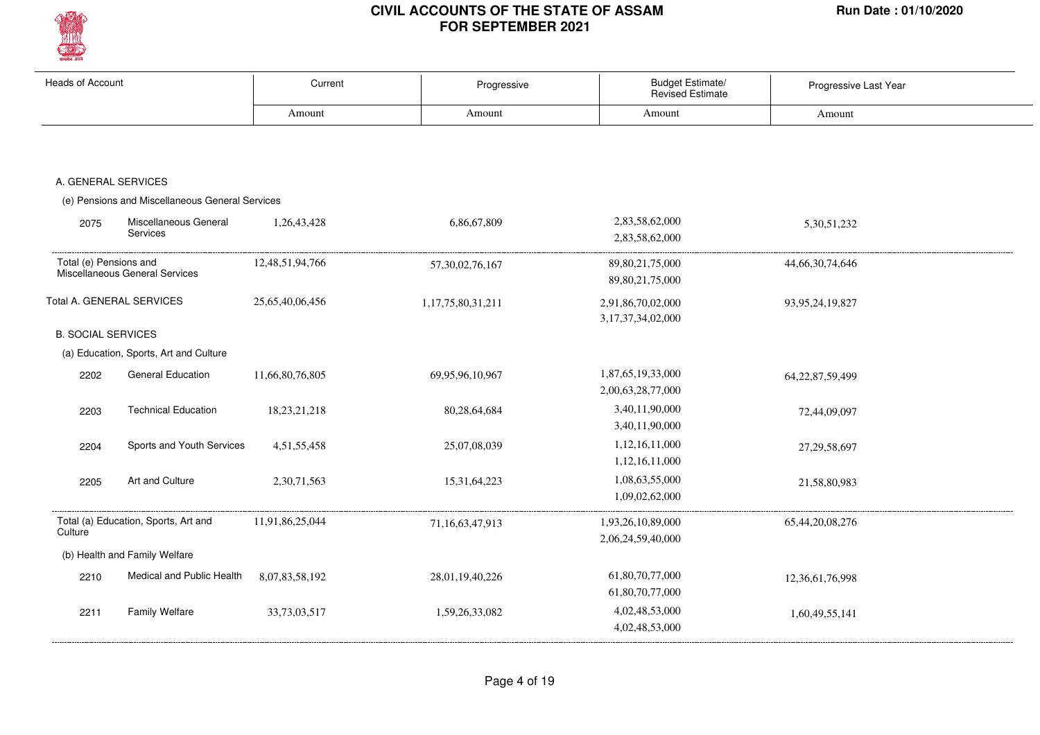# CIVIL ACCOUNTS OF THE STATE OF ASSAM FOR SEPTEMBER 2021

Run Date : 01/10/2020

| Heads of Account | | Current | Progressive | Budget Estimate/ Revised Estimate | Progressive Last Year |
|---|---|---|---|---|---|
| | | Amount | Amount | Amount | Amount |
| **A. GENERAL SERVICES** | | | | | |
| (e) Pensions and Miscellaneous General Services | | | | | |
| 2075 | Miscellaneous General Services | 1,26,43,428 | 6,86,67,809 | 2,83,58,62,000<br>2,83,58,62,000 | 5,30,51,232 |
| Total (e) Pensions and Miscellaneous General Services | | 12,48,51,94,766 | 57,30,02,76,167 | 89,80,21,75,000<br>89,80,21,75,000 | 44,66,30,74,646 |
| Total A. GENERAL SERVICES | | 25,65,40,06,456 | 1,17,75,80,31,211 | 2,91,86,70,02,000<br>3,17,37,34,02,000 | 93,95,24,19,827 |
| **B. SOCIAL SERVICES** | | | | | |
| (a) Education, Sports, Art and Culture | | | | | |
| 2202 | General Education | 11,66,80,76,805 | 69,95,96,10,967 | 1,87,65,19,33,000<br>2,00,63,28,77,000 | 64,22,87,59,499 |
| 2203 | Technical Education | 18,23,21,218 | 80,28,64,684 | 3,40,11,90,000<br>3,40,11,90,000 | 72,44,09,097 |
| 2204 | Sports and Youth Services | 4,51,55,458 | 25,07,08,039 | 1,12,16,11,000<br>1,12,16,11,000 | 27,29,58,697 |
| 2205 | Art and Culture | 2,30,71,563 | 15,31,64,223 | 1,08,63,55,000<br>1,09,02,62,000 | 21,58,80,983 |
| Total (a) Education, Sports, Art and Culture | | 11,91,86,25,044 | 71,16,63,47,913 | 1,93,26,10,89,000<br>2,06,24,59,40,000 | 65,44,20,08,276 |
| (b) Health and Family Welfare | | | | | |
| 2210 | Medical and Public Health | 8,07,83,58,192 | 28,01,19,40,226 | 61,80,70,77,000<br>61,80,70,77,000 | 12,36,61,76,998 |
| 2211 | Family Welfare | 33,73,03,517 | 1,59,26,33,082 | 4,02,48,53,000<br>4,02,48,53,000 | 1,60,49,55,141 |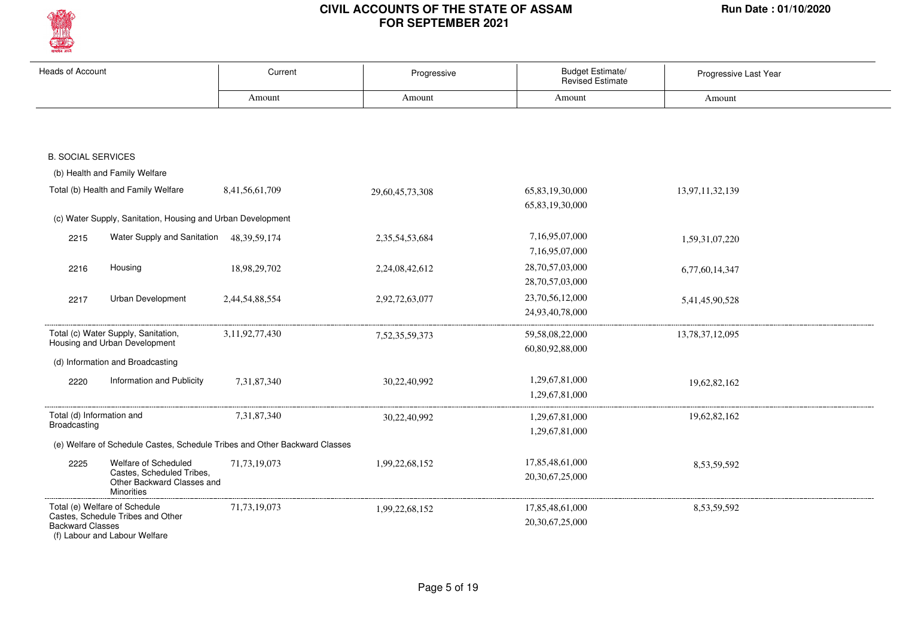# CIVIL ACCOUNTS OF THE STATE OF ASSAM
# FOR SEPTEMBER 2021

Run Date : 01/10/2020

| Heads of Account | | Current | Progressive | Budget Estimate/ Revised Estimate | Progressive Last Year |
|---|---|---|---|---|---|
| | | Amount | Amount | Amount | Amount |
| **B. SOCIAL SERVICES** | | | | | |
| (b) Health and Family Welfare | | | | | |
| Total (b) Health and Family Welfare | | 8,41,56,61,709 | 29,60,45,73,308 | 65,83,19,30,000<br>65,83,19,30,000 | 13,97,11,32,139 |
| (c) Water Supply, Sanitation, Housing and Urban Development | | | | | |
| 2215 | Water Supply and Sanitation | 48,39,59,174 | 2,35,54,53,684 | 7,16,95,07,000<br>7,16,95,07,000 | 1,59,31,07,220 |
| 2216 | Housing | 18,98,29,702 | 2,24,08,42,612 | 28,70,57,03,000<br>28,70,57,03,000 | 6,77,60,14,347 |
| 2217 | Urban Development | 2,44,54,88,554 | 2,92,72,63,077 | 23,70,56,12,000<br>24,93,40,78,000 | 5,41,45,90,528 |
| Total (c) Water Supply, Sanitation, Housing and Urban Development | | 3,11,92,77,430 | 7,52,35,59,373 | 59,58,08,22,000<br>60,80,92,88,000 | 13,78,37,12,095 |
| (d) Information and Broadcasting | | | | | |
| 2220 | Information and Publicity | 7,31,87,340 | 30,22,40,992 | 1,29,67,81,000<br>1,29,67,81,000 | 19,62,82,162 |
| Total (d) Information and Broadcasting | | 7,31,87,340 | 30,22,40,992 | 1,29,67,81,000<br>1,29,67,81,000 | 19,62,82,162 |
| (e) Welfare of Schedule Castes, Schedule Tribes and Other Backward Classes | | | | | |
| 2225 | Welfare of Scheduled Castes, Scheduled Tribes, Other Backward Classes and Minorities | 71,73,19,073 | 1,99,22,68,152 | 17,85,48,61,000<br>20,30,67,25,000 | 8,53,59,592 |
| Total (e) Welfare of Schedule Castes, Schedule Tribes and Other Backward Classes | | 71,73,19,073 | 1,99,22,68,152 | 17,85,48,61,000<br>20,30,67,25,000 | 8,53,59,592 |
| (f) Labour and Labour Welfare | | | | | |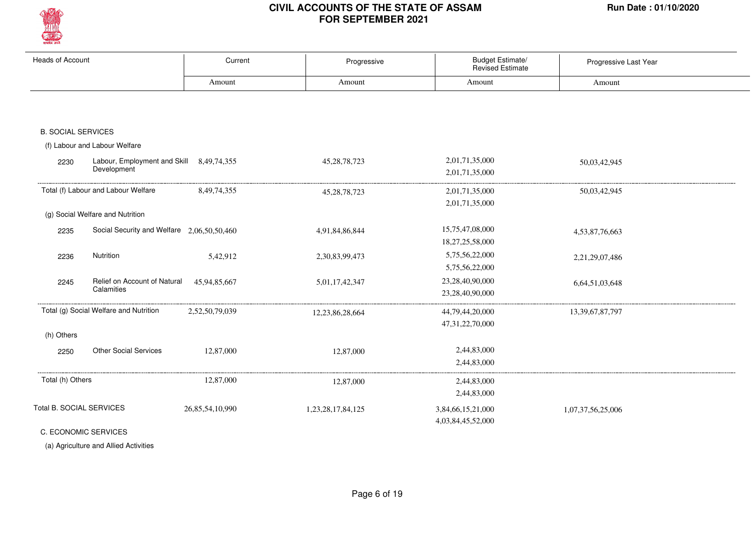# CIVIL ACCOUNTS OF THE STATE OF ASSAM
## FOR SEPTEMBER 2021

Run Date : 01/10/2020

| Heads of Account | | Current | Progressive | Budget Estimate/ Revised Estimate | Progressive Last Year |
|---|---|---|---|---|---|
| | | Amount | Amount | Amount | Amount |
| **B. SOCIAL SERVICES** | | | | | |
| (f) Labour and Labour Welfare | | | | | |
| 2230 | Labour, Employment and Skill Development | 8,49,74,355 | 45,28,78,723 | 2,01,71,35,000<br>2,01,71,35,000 | 50,03,42,945 |
| Total (f) Labour and Labour Welfare | | 8,49,74,355 | 45,28,78,723 | 2,01,71,35,000<br>2,01,71,35,000 | 50,03,42,945 |
| (g) Social Welfare and Nutrition | | | | | |
| 2235 | Social Security and Welfare | 2,06,50,50,460 | 4,91,84,86,844 | 15,75,47,08,000<br>18,27,25,58,000 | 4,53,87,76,663 |
| 2236 | Nutrition | 5,42,912 | 2,30,83,99,473 | 5,75,56,22,000<br>5,75,56,22,000 | 2,21,29,07,486 |
| 2245 | Relief on Account of Natural Calamities | 45,94,85,667 | 5,01,17,42,347 | 23,28,40,90,000<br>23,28,40,90,000 | 6,64,51,03,648 |
| Total (g) Social Welfare and Nutrition | | 2,52,50,79,039 | 12,23,86,28,664 | 44,79,44,20,000<br>47,31,22,70,000 | 13,39,67,87,797 |
| (h) Others | | | | | |
| 2250 | Other Social Services | 12,87,000 | 12,87,000 | 2,44,83,000<br>2,44,83,000 | |
| Total (h) Others | | 12,87,000 | 12,87,000 | 2,44,83,000<br>2,44,83,000 | |
| **Total B. SOCIAL SERVICES** | | 26,85,54,10,990 | 1,23,28,17,84,125 | 3,84,66,15,21,000<br>4,03,84,45,52,000 | 1,07,37,56,25,006 |
| **C. ECONOMIC SERVICES** | | | | | |
| (a) Agriculture and Allied Activities | | | | | |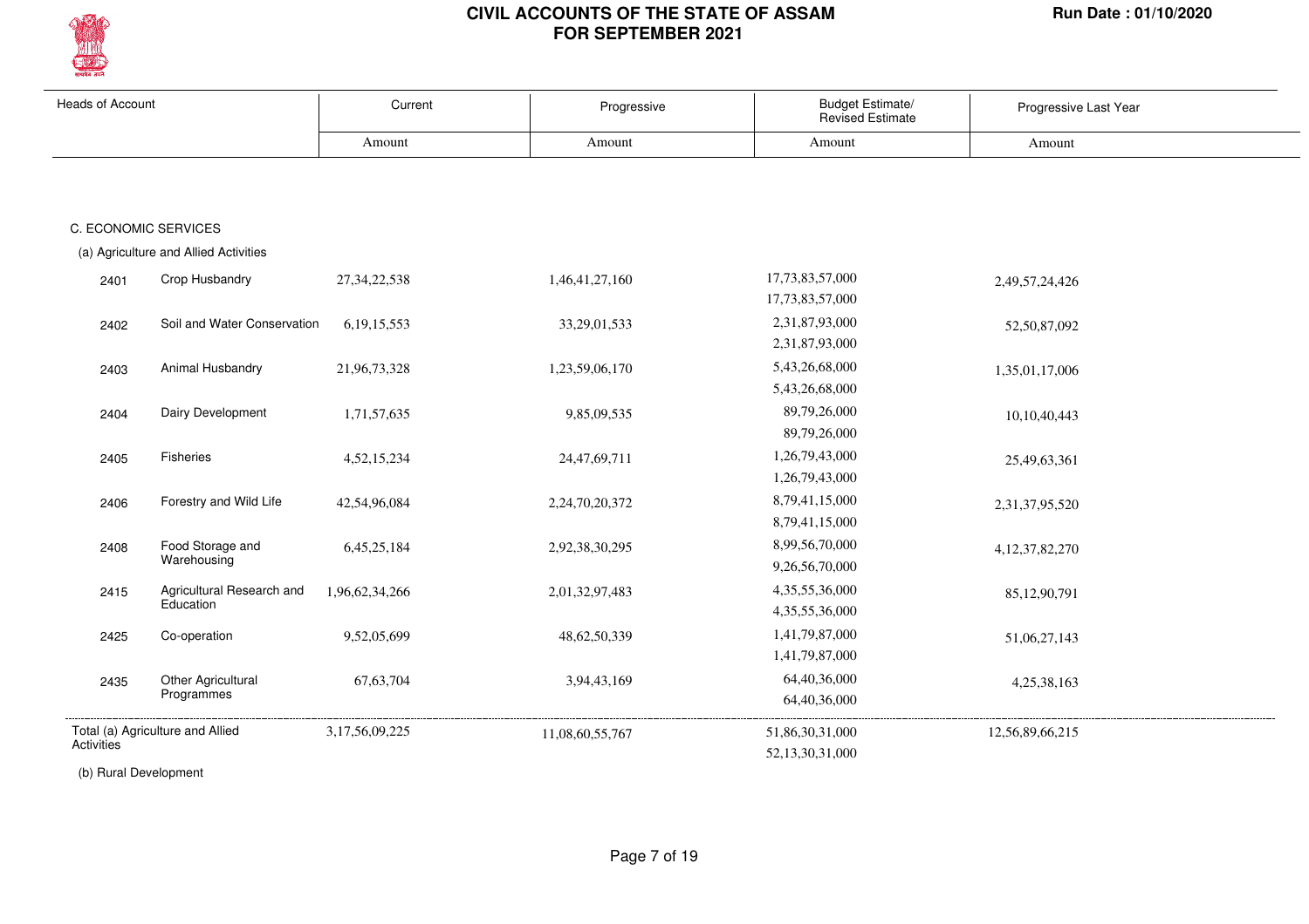# CIVIL ACCOUNTS OF THE STATE OF ASSAM
## FOR SEPTEMBER 2021

Run Date : 01/10/2020

| Heads of Account | | Current | Progressive | Budget Estimate/ Revised Estimate | Progressive Last Year |
|---|---|---|---|---|---|
| | | Amount | Amount | Amount | Amount |
| **C. ECONOMIC SERVICES** | | | | | |
| (a) Agriculture and Allied Activities | | | | | |
| 2401 | Crop Husbandry | 27,34,22,538 | 1,46,41,27,160 | 17,73,83,57,000<br>17,73,83,57,000 | 2,49,57,24,426 |
| 2402 | Soil and Water Conservation | 6,19,15,553 | 33,29,01,533 | 2,31,87,93,000<br>2,31,87,93,000 | 52,50,87,092 |
| 2403 | Animal Husbandry | 21,96,73,328 | 1,23,59,06,170 | 5,43,26,68,000<br>5,43,26,68,000 | 1,35,01,17,006 |
| 2404 | Dairy Development | 1,71,57,635 | 9,85,09,535 | 89,79,26,000<br>89,79,26,000 | 10,10,40,443 |
| 2405 | Fisheries | 4,52,15,234 | 24,47,69,711 | 1,26,79,43,000<br>1,26,79,43,000 | 25,49,63,361 |
| 2406 | Forestry and Wild Life | 42,54,96,084 | 2,24,70,20,372 | 8,79,41,15,000<br>8,79,41,15,000 | 2,31,37,95,520 |
| 2408 | Food Storage and Warehousing | 6,45,25,184 | 2,92,38,30,295 | 8,99,56,70,000<br>9,26,56,70,000 | 4,12,37,82,270 |
| 2415 | Agricultural Research and Education | 1,96,62,34,266 | 2,01,32,97,483 | 4,35,55,36,000<br>4,35,55,36,000 | 85,12,90,791 |
| 2425 | Co-operation | 9,52,05,699 | 48,62,50,339 | 1,41,79,87,000<br>1,41,79,87,000 | 51,06,27,143 |
| 2435 | Other Agricultural Programmes | 67,63,704 | 3,94,43,169 | 64,40,36,000<br>64,40,36,000 | 4,25,38,163 |
| Total (a) Agriculture and Allied Activities | | 3,17,56,09,225 | 11,08,60,55,767 | 51,86,30,31,000<br>52,13,30,31,000 | 12,56,89,66,215 |

(b) Rural Development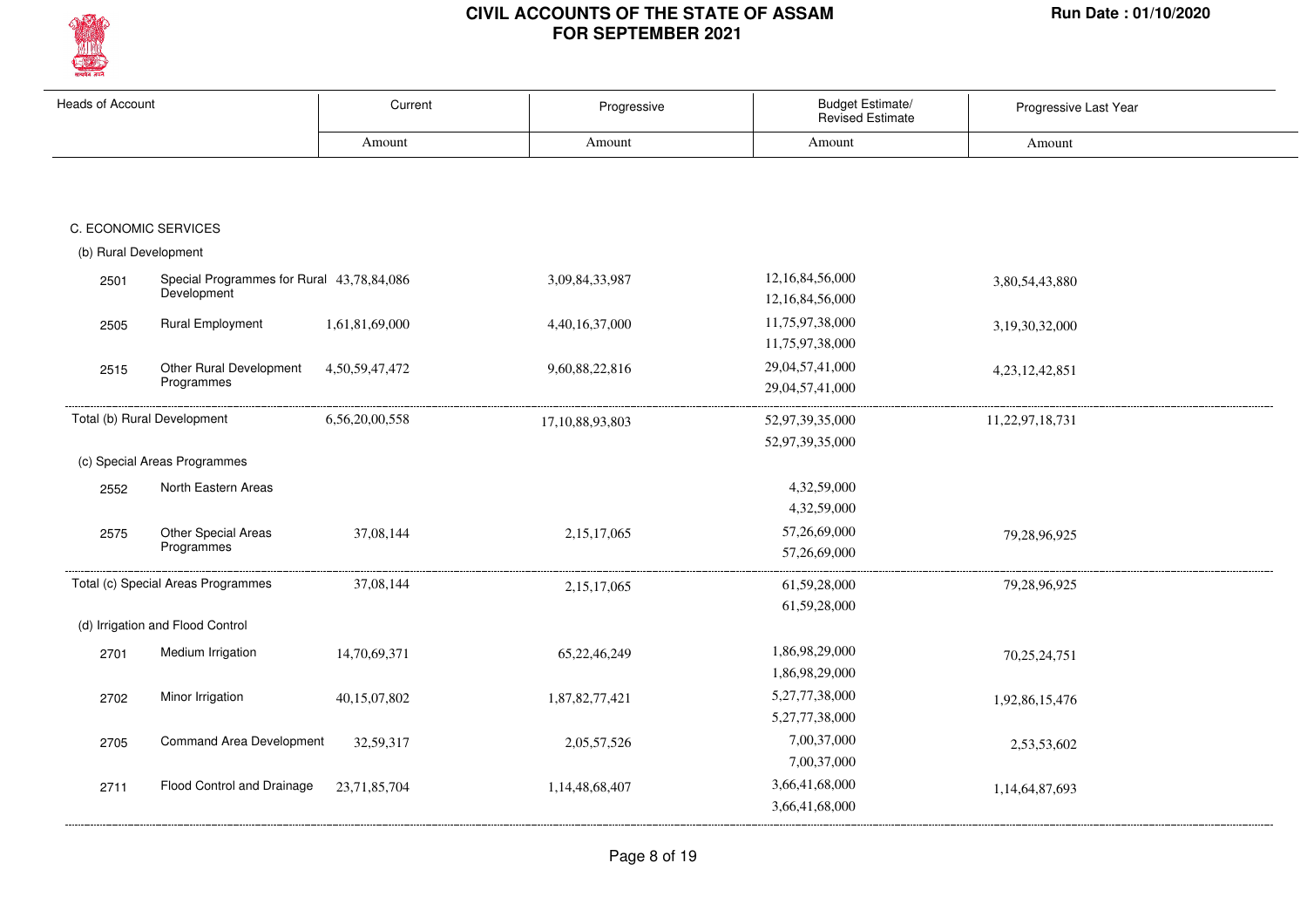# CIVIL ACCOUNTS OF THE STATE OF ASSAM FOR SEPTEMBER 2021

Run Date : 01/10/2020

| Heads of Account | | Current | Progressive | Budget Estimate/ Revised Estimate | Progressive Last Year |
|---|---|---|---|---|---|
| | | Amount | Amount | Amount | Amount |
| **C. ECONOMIC SERVICES** | | | | | |
| (b) Rural Development | | | | | |
| 2501 | Special Programmes for Rural Development | 43,78,84,086 | 3,09,84,33,987 | 12,16,84,56,000<br>12,16,84,56,000 | 3,80,54,43,880 |
| 2505 | Rural Employment | 1,61,81,69,000 | 4,40,16,37,000 | 11,75,97,38,000<br>11,75,97,38,000 | 3,19,30,32,000 |
| 2515 | Other Rural Development Programmes | 4,50,59,47,472 | 9,60,88,22,816 | 29,04,57,41,000<br>29,04,57,41,000 | 4,23,12,42,851 |
| Total (b) Rural Development | | 6,56,20,00,558 | 17,10,88,93,803 | 52,97,39,35,000<br>52,97,39,35,000 | 11,22,97,18,731 |
| (c) Special Areas Programmes | | | | | |
| 2552 | North Eastern Areas | | | 4,32,59,000<br>4,32,59,000 | |
| 2575 | Other Special Areas Programmes | 37,08,144 | 2,15,17,065 | 57,26,69,000<br>57,26,69,000 | 79,28,96,925 |
| Total (c) Special Areas Programmes | | 37,08,144 | 2,15,17,065 | 61,59,28,000<br>61,59,28,000 | 79,28,96,925 |
| (d) Irrigation and Flood Control | | | | | |
| 2701 | Medium Irrigation | 14,70,69,371 | 65,22,46,249 | 1,86,98,29,000<br>1,86,98,29,000 | 70,25,24,751 |
| 2702 | Minor Irrigation | 40,15,07,802 | 1,87,82,77,421 | 5,27,77,38,000<br>5,27,77,38,000 | 1,92,86,15,476 |
| 2705 | Command Area Development | 32,59,317 | 2,05,57,526 | 7,00,37,000<br>7,00,37,000 | 2,53,53,602 |
| 2711 | Flood Control and Drainage | 23,71,85,704 | 1,14,48,68,407 | 3,66,41,68,000<br>3,66,41,68,000 | 1,14,64,87,693 |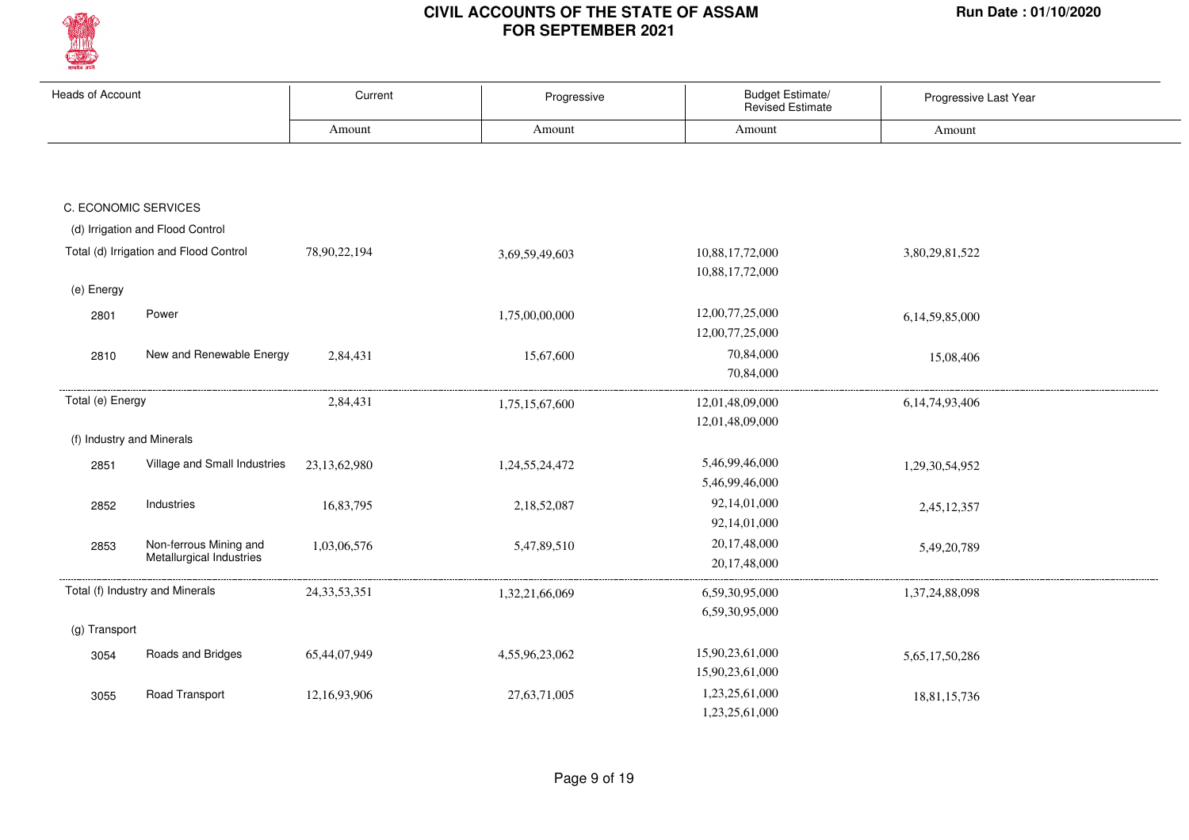# CIVIL ACCOUNTS OF THE STATE OF ASSAM
## FOR SEPTEMBER 2021

Run Date : 01/10/2020

| Heads of Account | | Current | Progressive | Budget Estimate/ Revised Estimate | Progressive Last Year |
|---|---|---|---|---|---|
| | | Amount | Amount | Amount | Amount |
| C. ECONOMIC SERVICES | | | | | |
| (d) Irrigation and Flood Control | | | | | |
| Total (d) Irrigation and Flood Control | | 78,90,22,194 | 3,69,59,49,603 | 10,88,17,72,000<br>10,88,17,72,000 | 3,80,29,81,522 |
| (e) Energy | | | | | |
| 2801 | Power | | 1,75,00,00,000 | 12,00,77,25,000<br>12,00,77,25,000 | 6,14,59,85,000 |
| 2810 | New and Renewable Energy | 2,84,431 | 15,67,600 | 70,84,000<br>70,84,000 | 15,08,406 |
| Total (e) Energy | | 2,84,431 | 1,75,15,67,600 | 12,01,48,09,000<br>12,01,48,09,000 | 6,14,74,93,406 |
| (f) Industry and Minerals | | | | | |
| 2851 | Village and Small Industries | 23,13,62,980 | 1,24,55,24,472 | 5,46,99,46,000<br>5,46,99,46,000 | 1,29,30,54,952 |
| 2852 | Industries | 16,83,795 | 2,18,52,087 | 92,14,01,000<br>92,14,01,000 | 2,45,12,357 |
| 2853 | Non-ferrous Mining and Metallurgical Industries | 1,03,06,576 | 5,47,89,510 | 20,17,48,000<br>20,17,48,000 | 5,49,20,789 |
| Total (f) Industry and Minerals | | 24,33,53,351 | 1,32,21,66,069 | 6,59,30,95,000<br>6,59,30,95,000 | 1,37,24,88,098 |
| (g) Transport | | | | | |
| 3054 | Roads and Bridges | 65,44,07,949 | 4,55,96,23,062 | 15,90,23,61,000<br>15,90,23,61,000 | 5,65,17,50,286 |
| 3055 | Road Transport | 12,16,93,906 | 27,63,71,005 | 1,23,25,61,000<br>1,23,25,61,000 | 18,81,15,736 |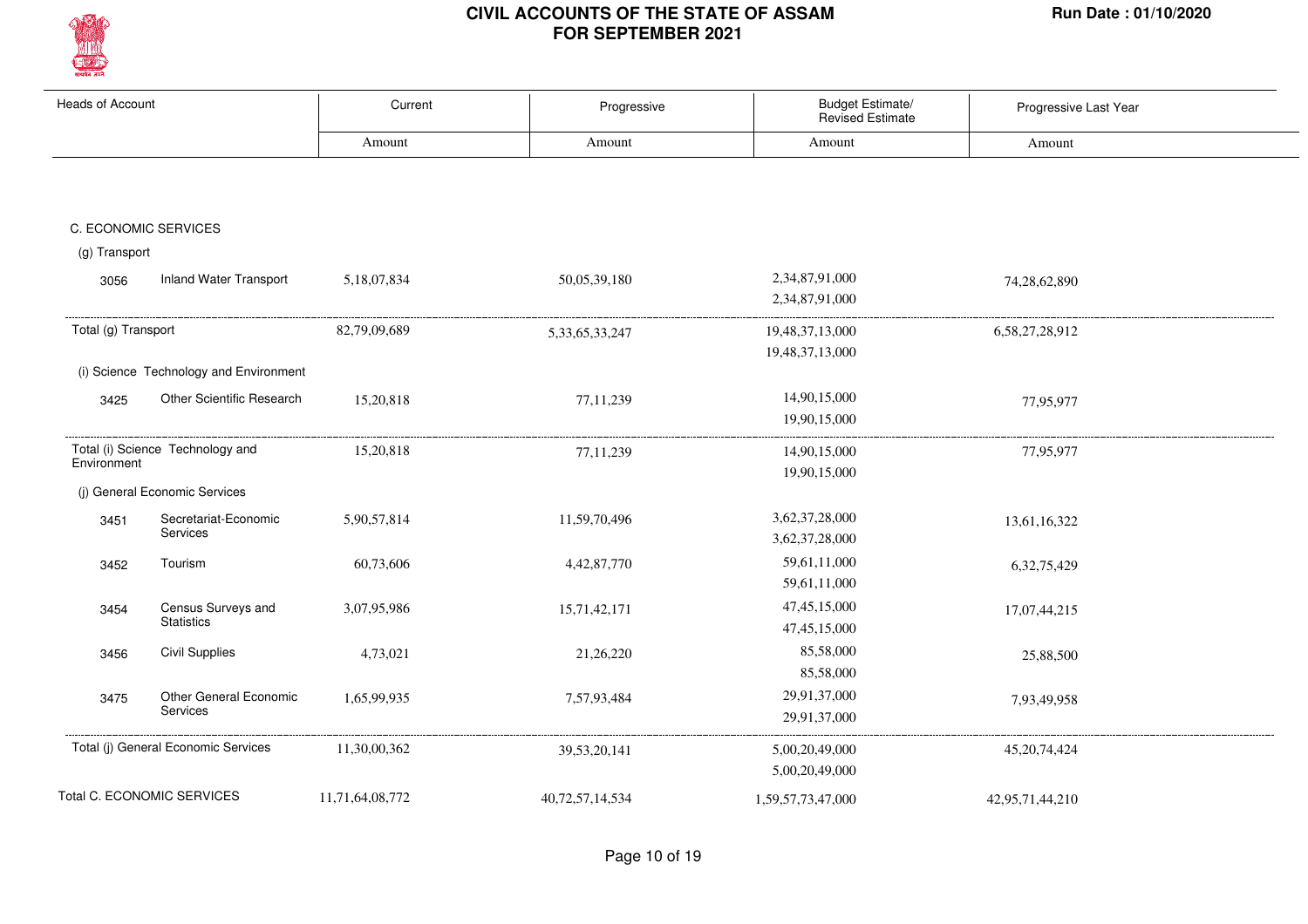# CIVIL ACCOUNTS OF THE STATE OF ASSAM
## FOR SEPTEMBER 2021

Run Date : 01/10/2020

| Heads of Account | | Current | Progressive | Budget Estimate/ Revised Estimate | Progressive Last Year |
|---|---|---|---|---|---|
| | | Amount | Amount | Amount | Amount |
| C. ECONOMIC SERVICES | | | | | |
| (g) Transport | | | | | |
| 3056 | Inland Water Transport | 5,18,07,834 | 50,05,39,180 | 2,34,87,91,000<br>2,34,87,91,000 | 74,28,62,890 |
| Total (g) Transport | | 82,79,09,689 | 5,33,65,33,247 | 19,48,37,13,000<br>19,48,37,13,000 | 6,58,27,28,912 |
| (i) Science Technology and Environment | | | | | |
| 3425 | Other Scientific Research | 15,20,818 | 77,11,239 | 14,90,15,000<br>19,90,15,000 | 77,95,977 |
| Total (i) Science Technology and Environment | | 15,20,818 | 77,11,239 | 14,90,15,000<br>19,90,15,000 | 77,95,977 |
| (j) General Economic Services | | | | | |
| 3451 | Secretariat-Economic Services | 5,90,57,814 | 11,59,70,496 | 3,62,37,28,000<br>3,62,37,28,000 | 13,61,16,322 |
| 3452 | Tourism | 60,73,606 | 4,42,87,770 | 59,61,11,000<br>59,61,11,000 | 6,32,75,429 |
| 3454 | Census Surveys and Statistics | 3,07,95,986 | 15,71,42,171 | 47,45,15,000<br>47,45,15,000 | 17,07,44,215 |
| 3456 | Civil Supplies | 4,73,021 | 21,26,220 | 85,58,000<br>85,58,000 | 25,88,500 |
| 3475 | Other General Economic Services | 1,65,99,935 | 7,57,93,484 | 29,91,37,000<br>29,91,37,000 | 7,93,49,958 |
| Total (j) General Economic Services | | 11,30,00,362 | 39,53,20,141 | 5,00,20,49,000<br>5,00,20,49,000 | 45,20,74,424 |
| Total C. ECONOMIC SERVICES | | 11,71,64,08,772 | 40,72,57,14,534 | 1,59,57,73,47,000 | 42,95,71,44,210 |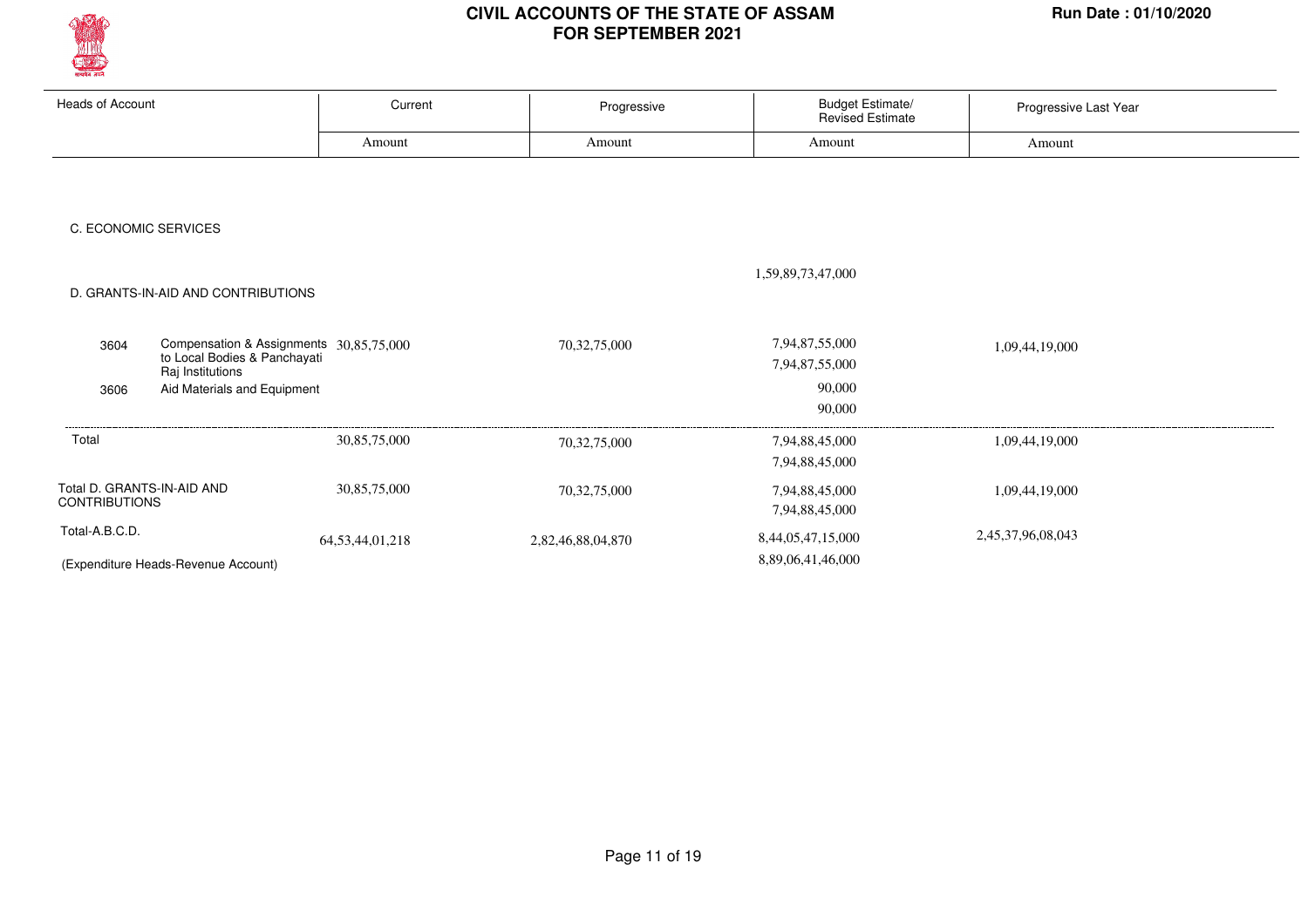# CIVIL ACCOUNTS OF THE STATE OF ASSAM
## FOR SEPTEMBER 2021

Run Date : 01/10/2020

| Heads of Account | | Current | Progressive | Budget Estimate/ Revised Estimate | Progressive Last Year |
|---|---|---|---|---|---|
| | | Amount | Amount | Amount | Amount |
| C. ECONOMIC SERVICES | | | | | |
| | | | | 1,59,89,73,47,000 | |
| D. GRANTS-IN-AID AND CONTRIBUTIONS | | | | | |
| 3604 | Compensation & Assignments to Local Bodies & Panchayati Raj Institutions | 30,85,75,000 | 70,32,75,000 | 7,94,87,55,000<br>7,94,87,55,000 | 1,09,44,19,000 |
| 3606 | Aid Materials and Equipment | | | 90,000<br>90,000 | |
| Total | | 30,85,75,000 | 70,32,75,000 | 7,94,88,45,000<br>7,94,88,45,000 | 1,09,44,19,000 |
| Total D. GRANTS-IN-AID AND CONTRIBUTIONS | | 30,85,75,000 | 70,32,75,000 | 7,94,88,45,000<br>7,94,88,45,000 | 1,09,44,19,000 |
| Total-A.B.C.D. | | 64,53,44,01,218 | 2,82,46,88,04,870 | 8,44,05,47,15,000<br>8,89,06,41,46,000 | 2,45,37,96,08,043 |
| (Expenditure Heads-Revenue Account) | | | | | |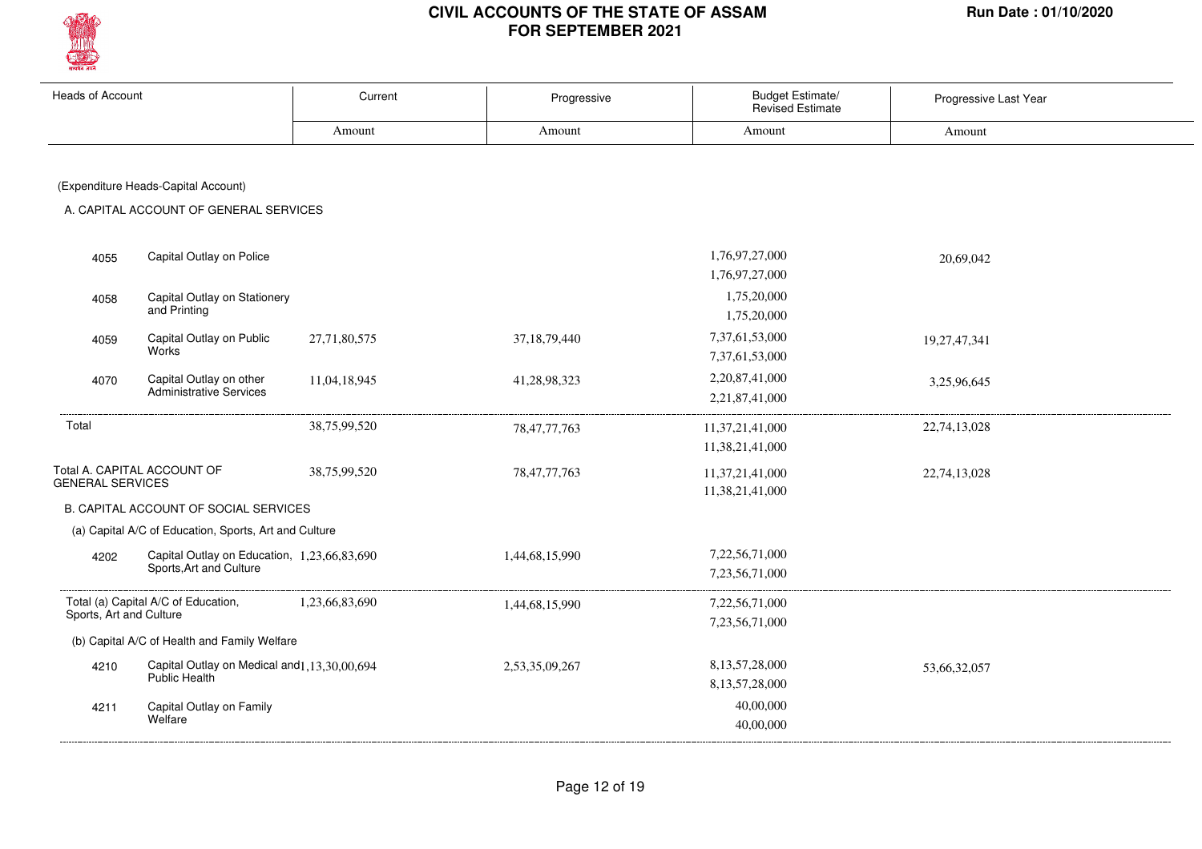# CIVIL ACCOUNTS OF THE STATE OF ASSAM FOR SEPTEMBER 2021

Run Date : 01/10/2020

| Heads of Account | | Current | Progressive | Budget Estimate/ Revised Estimate | Progressive Last Year |
|---|---|---|---|---|---|
| | | Amount | Amount | Amount | Amount |
| (Expenditure Heads-Capital Account) | | | | | |
| A. CAPITAL ACCOUNT OF GENERAL SERVICES | | | | | |
| 4055 | Capital Outlay on Police | | | 1,76,97,27,000<br>1,76,97,27,000 | 20,69,042 |
| 4058 | Capital Outlay on Stationery and Printing | | | 1,75,20,000<br>1,75,20,000 | |
| 4059 | Capital Outlay on Public Works | 27,71,80,575 | 37,18,79,440 | 7,37,61,53,000<br>7,37,61,53,000 | 19,27,47,341 |
| 4070 | Capital Outlay on other Administrative Services | 11,04,18,945 | 41,28,98,323 | 2,20,87,41,000<br>2,21,87,41,000 | 3,25,96,645 |
| Total | | 38,75,99,520 | 78,47,77,763 | 11,37,21,41,000<br>11,38,21,41,000 | 22,74,13,028 |
| Total A. CAPITAL ACCOUNT OF GENERAL SERVICES | | 38,75,99,520 | 78,47,77,763 | 11,37,21,41,000<br>11,38,21,41,000 | 22,74,13,028 |
| B. CAPITAL ACCOUNT OF SOCIAL SERVICES | | | | | |
| (a) Capital A/C of Education, Sports, Art and Culture | | | | | |
| 4202 | Capital Outlay on Education, Sports,Art and Culture | 1,23,66,83,690 | 1,44,68,15,990 | 7,22,56,71,000<br>7,23,56,71,000 | |
| Total (a) Capital A/C of Education, Sports, Art and Culture | | 1,23,66,83,690 | 1,44,68,15,990 | 7,22,56,71,000<br>7,23,56,71,000 | |
| (b) Capital A/C of Health and Family Welfare | | | | | |
| 4210 | Capital Outlay on Medical and Public Health | 1,13,30,00,694 | 2,53,35,09,267 | 8,13,57,28,000<br>8,13,57,28,000 | 53,66,32,057 |
| 4211 | Capital Outlay on Family Welfare | | | 40,00,000<br>40,00,000 | |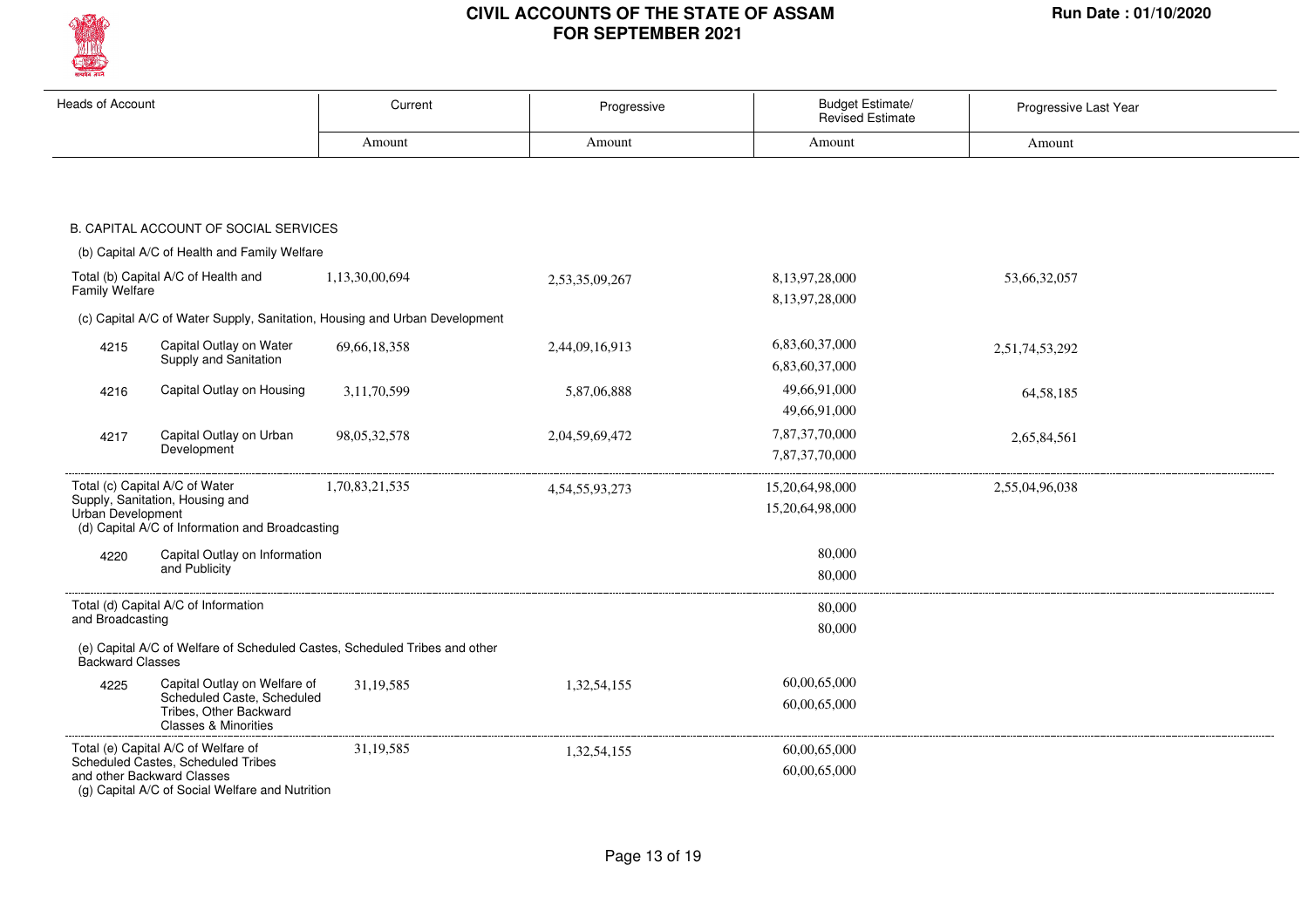# CIVIL ACCOUNTS OF THE STATE OF ASSAM FOR SEPTEMBER 2021

Run Date : 01/10/2020

| Heads of Account | | Current | Progressive | Budget Estimate/ Revised Estimate | Progressive Last Year |
|---|---|---|---|---|---|
| | | Amount | Amount | Amount | Amount |
| **B. CAPITAL ACCOUNT OF SOCIAL SERVICES** | | | | | |
| (b) Capital A/C of Health and Family Welfare | | | | | |
| Total (b) Capital A/C of Health and Family Welfare | | 1,13,30,00,694 | 2,53,35,09,267 | 8,13,97,28,000<br>8,13,97,28,000 | 53,66,32,057 |
| (c) Capital A/C of Water Supply, Sanitation, Housing and Urban Development | | | | | |
| 4215 | Capital Outlay on Water Supply and Sanitation | 69,66,18,358 | 2,44,09,16,913 | 6,83,60,37,000<br>6,83,60,37,000 | 2,51,74,53,292 |
| 4216 | Capital Outlay on Housing | 3,11,70,599 | 5,87,06,888 | 49,66,91,000<br>49,66,91,000 | 64,58,185 |
| 4217 | Capital Outlay on Urban Development | 98,05,32,578 | 2,04,59,69,472 | 7,87,37,70,000<br>7,87,37,70,000 | 2,65,84,561 |
| Total (c) Capital A/C of Water Supply, Sanitation, Housing and Urban Development | | 1,70,83,21,535 | 4,54,55,93,273 | 15,20,64,98,000<br>15,20,64,98,000 | 2,55,04,96,038 |
| (d) Capital A/C of Information and Broadcasting | | | | | |
| 4220 | Capital Outlay on Information and Publicity | | | 80,000<br>80,000 | |
| Total (d) Capital A/C of Information and Broadcasting | | | | 80,000<br>80,000 | |
| (e) Capital A/C of Welfare of Scheduled Castes, Scheduled Tribes and other Backward Classes | | | | | |
| 4225 | Capital Outlay on Welfare of Scheduled Caste, Scheduled Tribes, Other Backward Classes & Minorities | 31,19,585 | 1,32,54,155 | 60,00,65,000<br>60,00,65,000 | |
| Total (e) Capital A/C of Welfare of Scheduled Castes, Scheduled Tribes and other Backward Classes | | 31,19,585 | 1,32,54,155 | 60,00,65,000<br>60,00,65,000 | |
| (g) Capital A/C of Social Welfare and Nutrition | | | | | |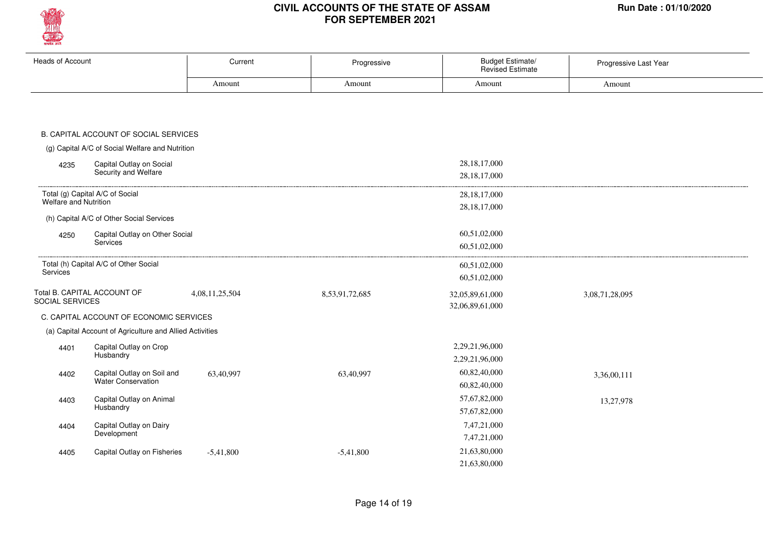# CIVIL ACCOUNTS OF THE STATE OF ASSAM
## FOR SEPTEMBER 2021

Run Date : 01/10/2020

| Heads of Account | | Current | Progressive | Budget Estimate/ Revised Estimate | Progressive Last Year |
|---|---|---|---|---|---|
| | | Amount | Amount | Amount | Amount |
| **B. CAPITAL ACCOUNT OF SOCIAL SERVICES** | | | | | |
| (g) Capital A/C of Social Welfare and Nutrition | | | | | |
| 4235 | Capital Outlay on Social Security and Welfare | | | 28,18,17,000<br>28,18,17,000 | |
| Total (g) Capital A/C of Social Welfare and Nutrition | | | | 28,18,17,000<br>28,18,17,000 | |
| (h) Capital A/C of Other Social Services | | | | | |
| 4250 | Capital Outlay on Other Social Services | | | 60,51,02,000<br>60,51,02,000 | |
| Total (h) Capital A/C of Other Social Services | | | | 60,51,02,000<br>60,51,02,000 | |
| Total B. CAPITAL ACCOUNT OF SOCIAL SERVICES | | 4,08,11,25,504 | 8,53,91,72,685 | 32,05,89,61,000<br>32,06,89,61,000 | 3,08,71,28,095 |
| **C. CAPITAL ACCOUNT OF ECONOMIC SERVICES** | | | | | |
| (a) Capital Account of Agriculture and Allied Activities | | | | | |
| 4401 | Capital Outlay on Crop Husbandry | | | 2,29,21,96,000<br>2,29,21,96,000 | |
| 4402 | Capital Outlay on Soil and Water Conservation | 63,40,997 | 63,40,997 | 60,82,40,000<br>60,82,40,000 | 3,36,00,111 |
| 4403 | Capital Outlay on Animal Husbandry | | | 57,67,82,000<br>57,67,82,000 | 13,27,978 |
| 4404 | Capital Outlay on Dairy Development | | | 7,47,21,000<br>7,47,21,000 | |
| 4405 | Capital Outlay on Fisheries | -5,41,800 | -5,41,800 | 21,63,80,000<br>21,63,80,000 | |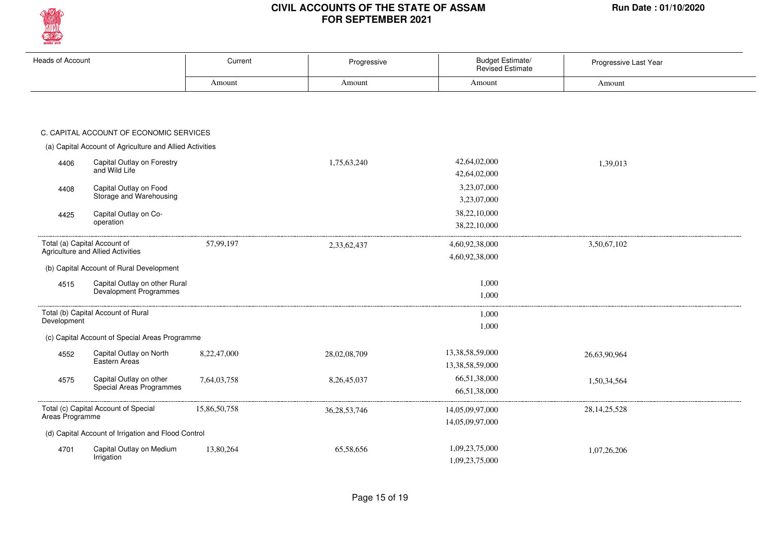| Heads of Account | | Current | Progressive | Budget Estimate/ Revised Estimate | Progressive Last Year |
|---|---|---|---|---|---|
| | | Amount | Amount | Amount | Amount |
| **C. CAPITAL ACCOUNT OF ECONOMIC SERVICES** | | | | | |
| (a) Capital Account of Agriculture and Allied Activities | | | | | |
| 4406 | Capital Outlay on Forestry and Wild Life | | 1,75,63,240 | 42,64,02,000<br>42,64,02,000 | 1,39,013 |
| 4408 | Capital Outlay on Food Storage and Warehousing | | | 3,23,07,000<br>3,23,07,000 | |
| 4425 | Capital Outlay on Co-operation | | | 38,22,10,000<br>38,22,10,000 | |
| Total (a) Capital Account of Agriculture and Allied Activities | | 57,99,197 | 2,33,62,437 | 4,60,92,38,000<br>4,60,92,38,000 | 3,50,67,102 |
| (b) Capital Account of Rural Development | | | | | |
| 4515 | Capital Outlay on other Rural Development Programmes | | | 1,000<br>1,000 | |
| Total (b) Capital Account of Rural Development | | | | 1,000<br>1,000 | |
| (c) Capital Account of Special Areas Programme | | | | | |
| 4552 | Capital Outlay on North Eastern Areas | 8,22,47,000 | 28,02,08,709 | 13,38,58,59,000<br>13,38,58,59,000 | 26,63,90,964 |
| 4575 | Capital Outlay on other Special Areas Programmes | 7,64,03,758 | 8,26,45,037 | 66,51,38,000<br>66,51,38,000 | 1,50,34,564 |
| Total (c) Capital Account of Special Areas Programme | | 15,86,50,758 | 36,28,53,746 | 14,05,09,97,000<br>14,05,09,97,000 | 28,14,25,528 |
| (d) Capital Account of Irrigation and Flood Control | | | | | |
| 4701 | Capital Outlay on Medium Irrigation | 13,80,264 | 65,58,656 | 1,09,23,75,000<br>1,09,23,75,000 | 1,07,26,206 |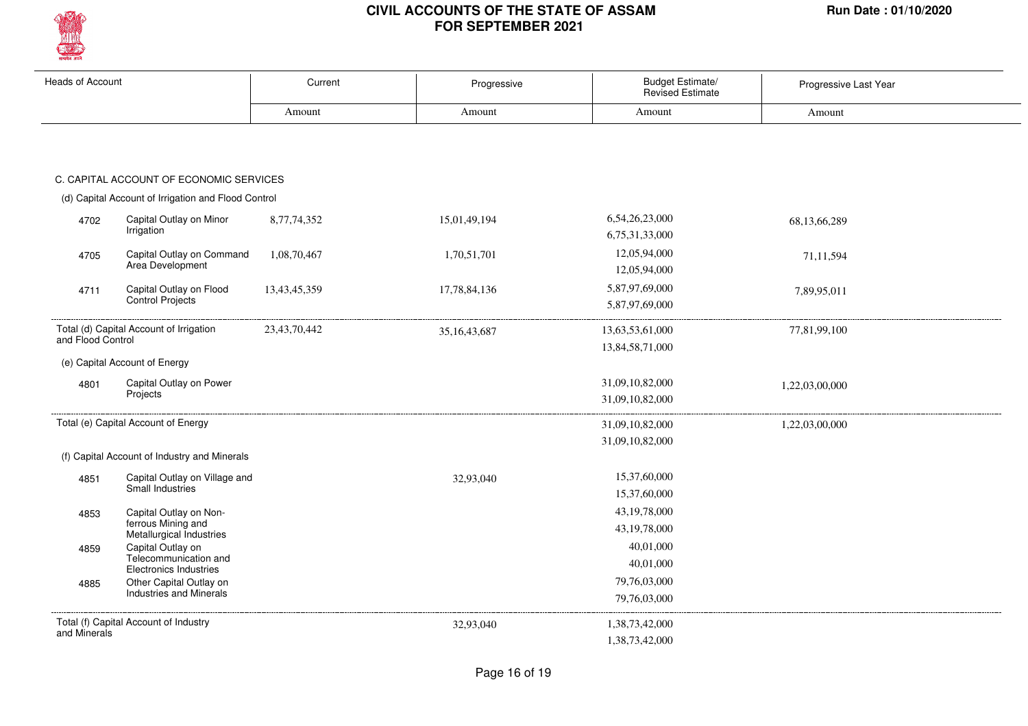# CIVIL ACCOUNTS OF THE STATE OF ASSAM FOR SEPTEMBER 2021

Run Date : 01/10/2020

| Heads of Account | | Current | Progressive | Budget Estimate/ Revised Estimate | Progressive Last Year |
|---|---|---|---|---|---|
| | | Amount | Amount | Amount | Amount |
| **C. CAPITAL ACCOUNT OF ECONOMIC SERVICES** | | | | | |
| (d) Capital Account of Irrigation and Flood Control | | | | | |
| 4702 | Capital Outlay on Minor Irrigation | 8,77,74,352 | 15,01,49,194 | 6,54,26,23,000<br>6,75,31,33,000 | 68,13,66,289 |
| 4705 | Capital Outlay on Command Area Development | 1,08,70,467 | 1,70,51,701 | 12,05,94,000<br>12,05,94,000 | 71,11,594 |
| 4711 | Capital Outlay on Flood Control Projects | 13,43,45,359 | 17,78,84,136 | 5,87,97,69,000<br>5,87,97,69,000 | 7,89,95,011 |
| Total (d) Capital Account of Irrigation and Flood Control | | 23,43,70,442 | 35,16,43,687 | 13,63,53,61,000<br>13,84,58,71,000 | 77,81,99,100 |
| (e) Capital Account of Energy | | | | | |
| 4801 | Capital Outlay on Power Projects | | | 31,09,10,82,000<br>31,09,10,82,000 | 1,22,03,00,000 |
| Total (e) Capital Account of Energy | | | | 31,09,10,82,000<br>31,09,10,82,000 | 1,22,03,00,000 |
| (f) Capital Account of Industry and Minerals | | | | | |
| 4851 | Capital Outlay on Village and Small Industries | | 32,93,040 | 15,37,60,000<br>15,37,60,000 | |
| 4853 | Capital Outlay on Non-ferrous Mining and Metallurgical Industries | | | 43,19,78,000<br>43,19,78,000 | |
| 4859 | Capital Outlay on Telecommunication and Electronics Industries | | | 40,01,000<br>40,01,000 | |
| 4885 | Other Capital Outlay on Industries and Minerals | | | 79,76,03,000<br>79,76,03,000 | |
| Total (f) Capital Account of Industry and Minerals | | | 32,93,040 | 1,38,73,42,000<br>1,38,73,42,000 | |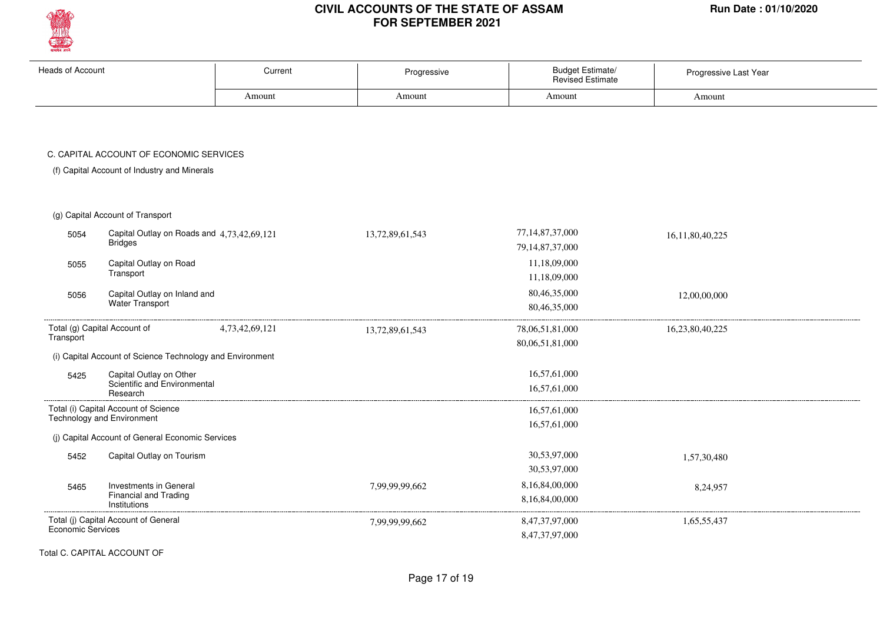# CIVIL ACCOUNTS OF THE STATE OF ASSAM FOR SEPTEMBER 2021

Run Date : 01/10/2020

| Heads of Account | | Current | Progressive | Budget Estimate/ Revised Estimate | Progressive Last Year |
|---|---|---|---|---|---|
| | | Amount | Amount | Amount | Amount |
| **C. CAPITAL ACCOUNT OF ECONOMIC SERVICES** | | | | | |
| (f) Capital Account of Industry and Minerals | | | | | |
| (g) Capital Account of Transport | | | | | |
| 5054 | Capital Outlay on Roads and Bridges | 4,73,42,69,121 | 13,72,89,61,543 | 77,14,87,37,000<br>79,14,87,37,000 | 16,11,80,40,225 |
| 5055 | Capital Outlay on Road Transport | | | 11,18,09,000<br>11,18,09,000 | |
| 5056 | Capital Outlay on Inland and Water Transport | | | 80,46,35,000<br>80,46,35,000 | 12,00,00,000 |
| Total (g) Capital Account of Transport | | 4,73,42,69,121 | 13,72,89,61,543 | 78,06,51,81,000<br>80,06,51,81,000 | 16,23,80,40,225 |
| (i) Capital Account of Science Technology and Environment | | | | | |
| 5425 | Capital Outlay on Other Scientific and Environmental Research | | | 16,57,61,000<br>16,57,61,000 | |
| Total (i) Capital Account of Science Technology and Environment | | | | 16,57,61,000<br>16,57,61,000 | |
| (j) Capital Account of General Economic Services | | | | | |
| 5452 | Capital Outlay on Tourism | | | 30,53,97,000<br>30,53,97,000 | 1,57,30,480 |
| 5465 | Investments in General Financial and Trading Institutions | | 7,99,99,99,662 | 8,16,84,00,000<br>8,16,84,00,000 | 8,24,957 |
| Total (j) Capital Account of General Economic Services | | | 7,99,99,99,662 | 8,47,37,97,000<br>8,47,37,97,000 | 1,65,55,437 |

Total C. CAPITAL ACCOUNT OF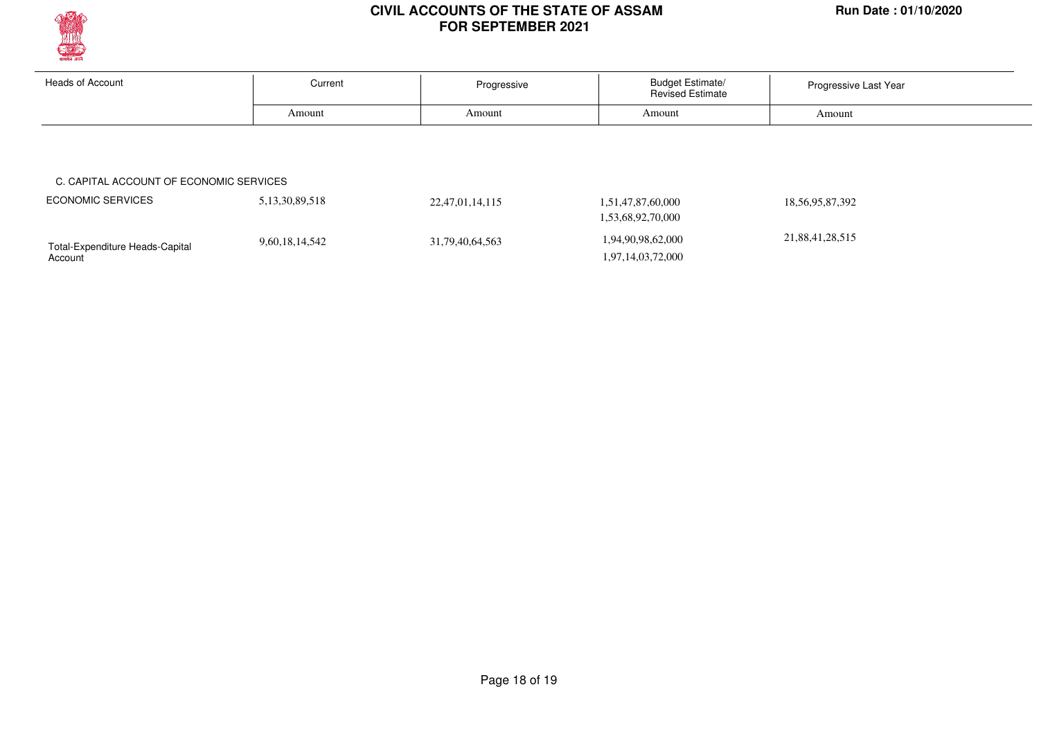| Heads of Account | Current | Progressive | Budget Estimate/ Revised Estimate | Progressive Last Year |
|---|---|---|---|---|
| | Amount | Amount | Amount | Amount |
| C. CAPITAL ACCOUNT OF ECONOMIC SERVICES | | | | |
| ECONOMIC SERVICES | 5,13,30,89,518 | 22,47,01,14,115 | 1,51,47,87,60,000<br>1,53,68,92,70,000 | 18,56,95,87,392 |
| Total-Expenditure Heads-Capital Account | 9,60,18,14,542 | 31,79,40,64,563 | 1,94,90,98,62,000<br>1,97,14,03,72,000 | 21,88,41,28,515 |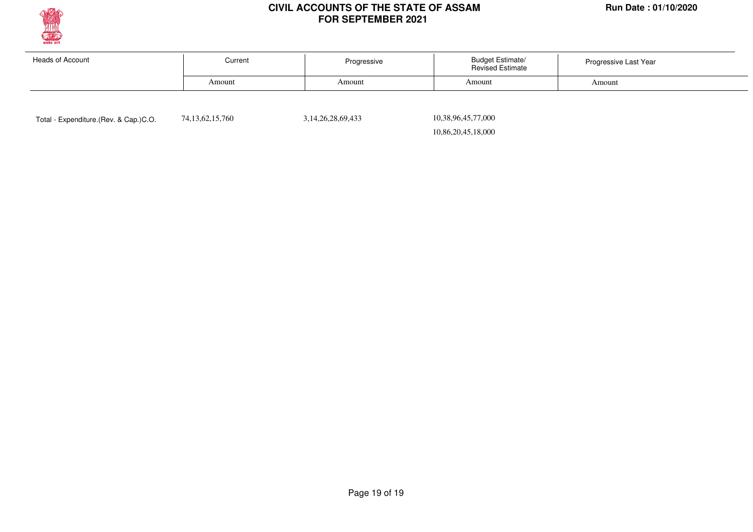# CIVIL ACCOUNTS OF THE STATE OF ASSAM
## FOR SEPTEMBER 2021

Run Date : 01/10/2020

| Heads of Account | Current | Progressive | Budget Estimate/ Revised Estimate | Progressive Last Year |
|---|---|---|---|---|
| | Amount | Amount | Amount | Amount |
| Total - Expenditure.(Rev. & Cap.)C.O. | 74,13,62,15,760 | 3,14,26,28,69,433 | 10,38,96,45,77,000 | |
| | | | 10,86,20,45,18,000 | |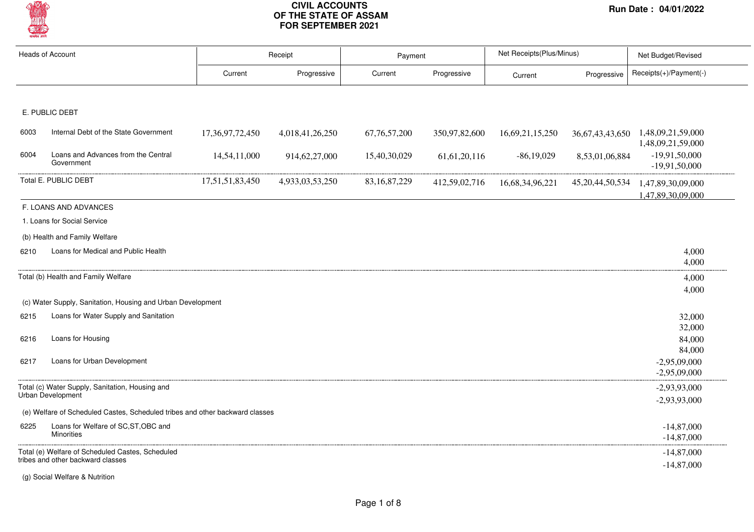# CIVIL ACCOUNTS OF THE STATE OF ASSAM FOR SEPTEMBER 2021

Run Date : 04/01/2022

| Heads of Account | | Receipt Current | Receipt Progressive | Payment Current | Payment Progressive | Net Receipts(Plus/Minus) Current | Net Receipts(Plus/Minus) Progressive | Net Budget/Revised Receipts(+)/Payment(-) |
|---|---|---|---|---|---|---|---|---|
| **E. PUBLIC DEBT** | | | | | | | | |
| 6003 | Internal Debt of the State Government | 17,36,97,72,450 | 4,018,41,26,250 | 67,76,57,200 | 350,97,82,600 | 16,69,21,15,250 | 36,67,43,43,650 | 1,48,09,21,59,000<br>1,48,09,21,59,000 |
| 6004 | Loans and Advances from the Central Government | 14,54,11,000 | 914,62,27,000 | 15,40,30,029 | 61,61,20,116 | -86,19,029 | 8,53,01,06,884 | -19,91,50,000<br>-19,91,50,000 |
| Total E. PUBLIC DEBT | | 17,51,51,83,450 | 4,933,03,53,250 | 83,16,87,229 | 412,59,02,716 | 16,68,34,96,221 | 45,20,44,50,534 | 1,47,89,30,09,000<br>1,47,89,30,09,000 |
| **F. LOANS AND ADVANCES** | | | | | | | | |
| 1. Loans for Social Service | | | | | | | | |
| (b) Health and Family Welfare | | | | | | | | |
| 6210 | Loans for Medical and Public Health | | | | | | | 4,000<br>4,000 |
| Total (b) Health and Family Welfare | | | | | | | | 4,000<br>4,000 |
| (c) Water Supply, Sanitation, Housing and Urban Development | | | | | | | | |
| 6215 | Loans for Water Supply and Sanitation | | | | | | | 32,000<br>32,000 |
| 6216 | Loans for Housing | | | | | | | 84,000<br>84,000 |
| 6217 | Loans for Urban Development | | | | | | | -2,95,09,000<br>-2,95,09,000 |
| Total (c) Water Supply, Sanitation, Housing and Urban Development | | | | | | | | -2,93,93,000<br>-2,93,93,000 |
| (e) Welfare of Scheduled Castes, Scheduled tribes and other backward classes | | | | | | | | |
| 6225 | Loans for Welfare of SC,ST,OBC and Minorities | | | | | | | -14,87,000<br>-14,87,000 |
| Total (e) Welfare of Scheduled Castes, Scheduled tribes and other backward classes | | | | | | | | -14,87,000<br>-14,87,000 |
| (g) Social Welfare & Nutrition | | | | | | | | |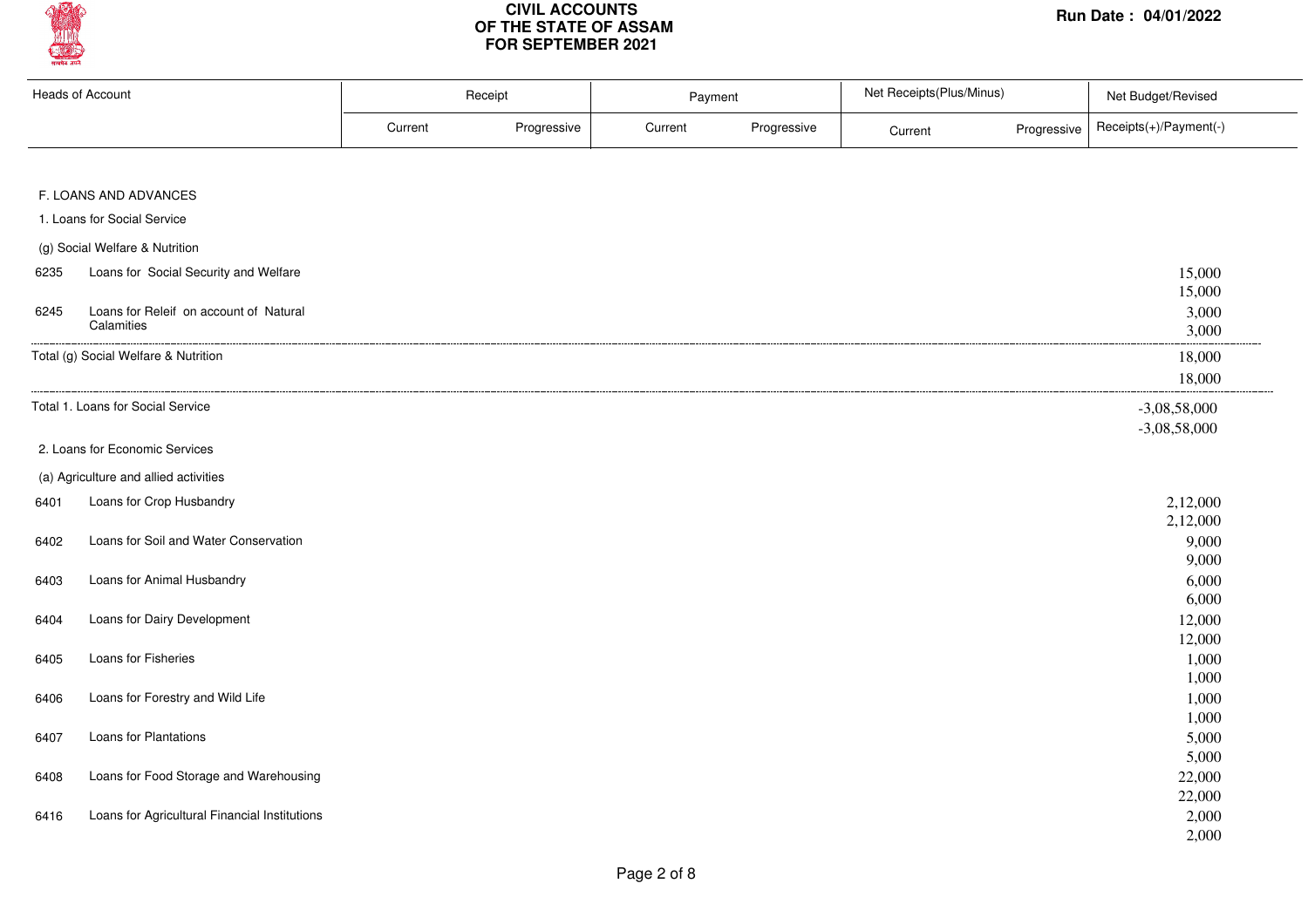# CIVIL ACCOUNTS OF THE STATE OF ASSAM FOR SEPTEMBER 2021

Run Date : 04/01/2022

| Heads of Account | | Receipt | | Payment | | Net Receipts(Plus/Minus) | | Net Budget/Revised |
|---|---|---|---|---|---|---|---|---|
| | | Current | Progressive | Current | Progressive | Current | Progressive | Receipts(+)/Payment(-) |
| F. LOANS AND ADVANCES | | | | | | | | |
| 1. Loans for Social Service | | | | | | | | |
| (g) Social Welfare & Nutrition | | | | | | | | |
| 6235 | Loans for Social Security and Welfare | | | | | | | 15,000<br>15,000 |
| 6245 | Loans for Releif on account of Natural Calamities | | | | | | | 3,000<br>3,000 |
| Total (g) Social Welfare & Nutrition | | | | | | | | 18,000<br>18,000 |
| Total 1. Loans for Social Service | | | | | | | | -3,08,58,000<br>-3,08,58,000 |
| 2. Loans for Economic Services | | | | | | | | |
| (a) Agriculture and allied activities | | | | | | | | |
| 6401 | Loans for Crop Husbandry | | | | | | | 2,12,000<br>2,12,000 |
| 6402 | Loans for Soil and Water Conservation | | | | | | | 9,000<br>9,000 |
| 6403 | Loans for Animal Husbandry | | | | | | | 6,000<br>6,000 |
| 6404 | Loans for Dairy Development | | | | | | | 12,000<br>12,000 |
| 6405 | Loans for Fisheries | | | | | | | 1,000<br>1,000 |
| 6406 | Loans for Forestry and Wild Life | | | | | | | 1,000<br>1,000 |
| 6407 | Loans for Plantations | | | | | | | 5,000<br>5,000 |
| 6408 | Loans for Food Storage and Warehousing | | | | | | | 22,000<br>22,000 |
| 6416 | Loans for Agricultural Financial Institutions | | | | | | | 2,000<br>2,000 |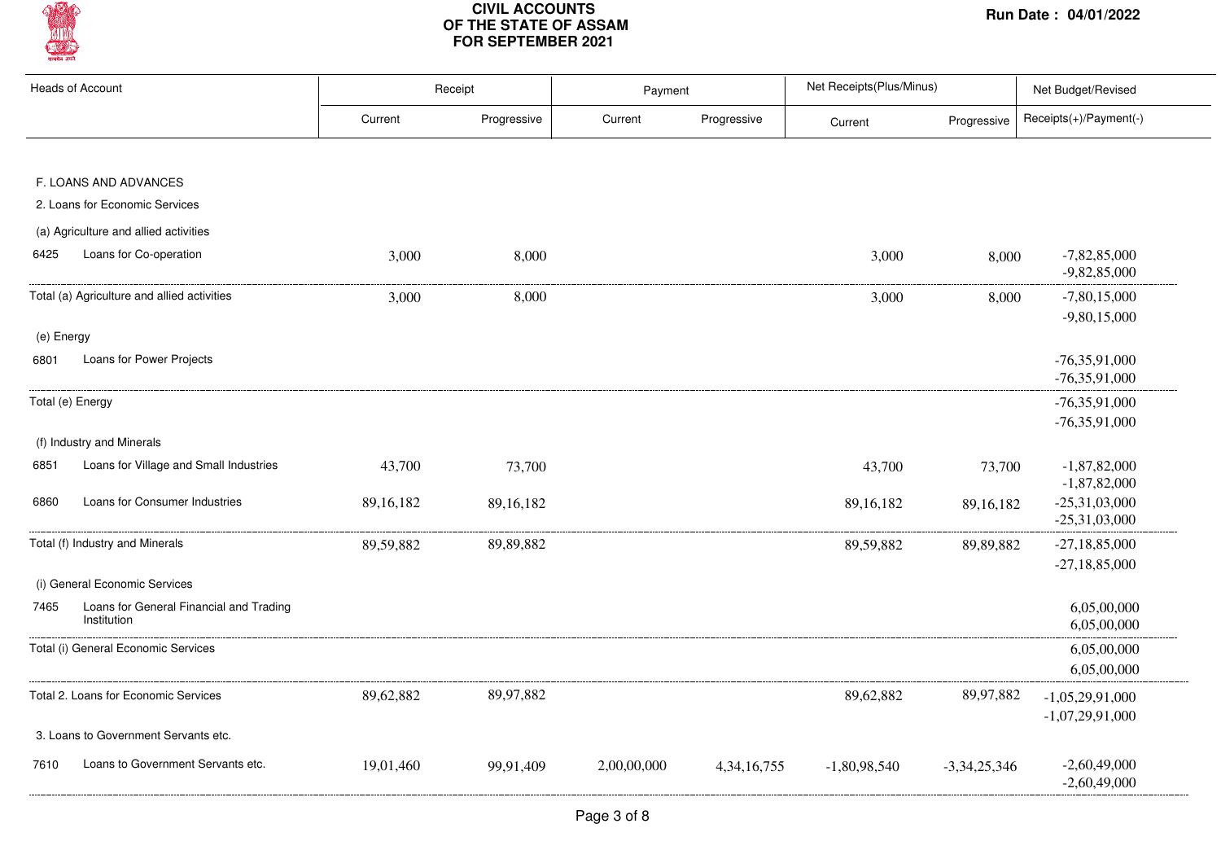# CIVIL ACCOUNTS OF THE STATE OF ASSAM FOR SEPTEMBER 2021

Run Date : 04/01/2022

| Heads of Account | Receipt | | Payment | | Net Receipts(Plus/Minus) | | Net Budget/Revised |
|---|---|---|---|---|---|---|---|
| | Current | Progressive | Current | Progressive | Current | Progressive | Receipts(+)/Payment(-) |
| **F. LOANS AND ADVANCES** | | | | | | | |
| 2. Loans for Economic Services | | | | | | | |
| (a) Agriculture and allied activities | | | | | | | |
| 6425 Loans for Co-operation | 3,000 | 8,000 | | | 3,000 | 8,000 | -7,82,85,000<br>-9,82,85,000 |
| Total (a) Agriculture and allied activities | 3,000 | 8,000 | | | 3,000 | 8,000 | -7,80,15,000<br>-9,80,15,000 |
| (e) Energy | | | | | | | |
| 6801 Loans for Power Projects | | | | | | | -76,35,91,000<br>-76,35,91,000 |
| Total (e) Energy | | | | | | | -76,35,91,000<br>-76,35,91,000 |
| (f) Industry and Minerals | | | | | | | |
| 6851 Loans for Village and Small Industries | 43,700 | 73,700 | | | 43,700 | 73,700 | -1,87,82,000<br>-1,87,82,000 |
| 6860 Loans for Consumer Industries | 89,16,182 | 89,16,182 | | | 89,16,182 | 89,16,182 | -25,31,03,000<br>-25,31,03,000 |
| Total (f) Industry and Minerals | 89,59,882 | 89,89,882 | | | 89,59,882 | 89,89,882 | -27,18,85,000<br>-27,18,85,000 |
| (i) General Economic Services | | | | | | | |
| 7465 Loans for General Financial and Trading Institution | | | | | | | 6,05,00,000<br>6,05,00,000 |
| Total (i) General Economic Services | | | | | | | 6,05,00,000<br>6,05,00,000 |
| Total 2. Loans for Economic Services | 89,62,882 | 89,97,882 | | | 89,62,882 | 89,97,882 | -1,05,29,91,000<br>-1,07,29,91,000 |
| 3. Loans to Government Servants etc. | | | | | | | |
| 7610 Loans to Government Servants etc. | 19,01,460 | 99,91,409 | 2,00,00,000 | 4,34,16,755 | -1,80,98,540 | -3,34,25,346 | -2,60,49,000<br>-2,60,49,000 |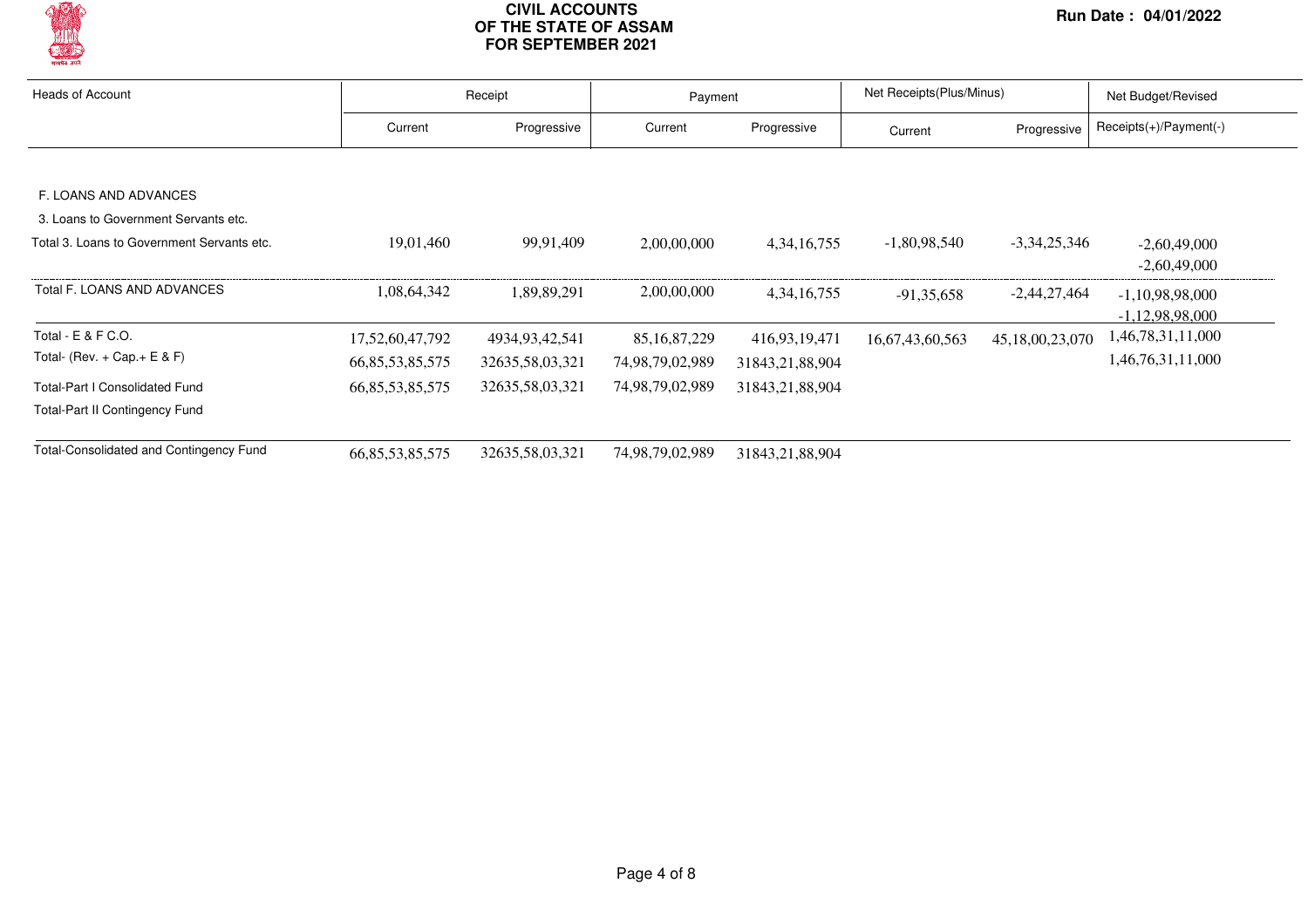# CIVIL ACCOUNTS OF THE STATE OF ASSAM FOR SEPTEMBER 2021

Run Date : 04/01/2022

| Heads of Account | Receipt | | Payment | | Net Receipts(Plus/Minus) | | Net Budget/Revised |
|---|---|---|---|---|---|---|---|
| | Current | Progressive | Current | Progressive | Current | Progressive | Receipts(+)/Payment(-) |
| F. LOANS AND ADVANCES | | | | | | | |
| 3. Loans to Government Servants etc. | | | | | | | |
| Total 3. Loans to Government Servants etc. | 19,01,460 | 99,91,409 | 2,00,00,000 | 4,34,16,755 | -1,80,98,540 | -3,34,25,346 | -2,60,49,000<br>-2,60,49,000 |
| Total F. LOANS AND ADVANCES | 1,08,64,342 | 1,89,89,291 | 2,00,00,000 | 4,34,16,755 | -91,35,658 | -2,44,27,464 | -1,10,98,98,000<br>-1,12,98,98,000 |
| Total - E & F C.O. | 17,52,60,47,792 | 4934,93,42,541 | 85,16,87,229 | 416,93,19,471 | 16,67,43,60,563 | 45,18,00,23,070 | 1,46,78,31,11,000 |
| Total- (Rev. + Cap.+ E & F) | 66,85,53,85,575 | 32635,58,03,321 | 74,98,79,02,989 | 31843,21,88,904 | | | 1,46,76,31,11,000 |
| Total-Part I Consolidated Fund | 66,85,53,85,575 | 32635,58,03,321 | 74,98,79,02,989 | 31843,21,88,904 | | | |
| Total-Part II Contingency Fund | | | | | | | |
| Total-Consolidated and Contingency Fund | 66,85,53,85,575 | 32635,58,03,321 | 74,98,79,02,989 | 31843,21,88,904 | | | |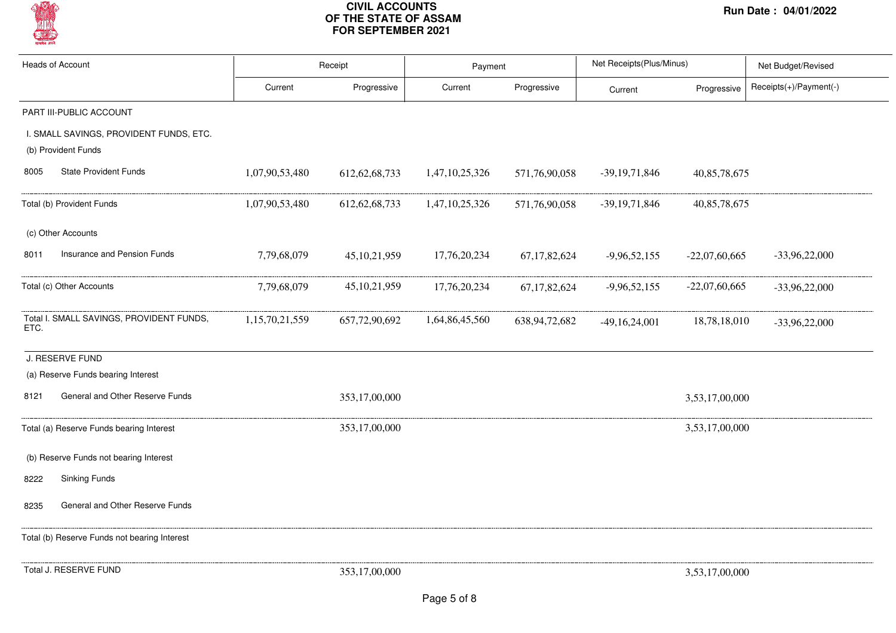# CIVIL ACCOUNTS OF THE STATE OF ASSAM FOR SEPTEMBER 2021

Run Date : 04/01/2022

| Heads of Account | | Receipt | | Payment | | Net Receipts(Plus/Minus) | | Net Budget/Revised |
|---|---|---|---|---|---|---|---|---|
| | | Current | Progressive | Current | Progressive | Current | Progressive | Receipts(+)/Payment(-) |
| PART III-PUBLIC ACCOUNT | | | | | | | | |
| I. SMALL SAVINGS, PROVIDENT FUNDS, ETC. | | | | | | | | |
| (b) Provident Funds | | | | | | | | |
| 8005 | State Provident Funds | 1,07,90,53,480 | 612,62,68,733 | 1,47,10,25,326 | 571,76,90,058 | -39,19,71,846 | 40,85,78,675 | |
| Total (b) Provident Funds | | 1,07,90,53,480 | 612,62,68,733 | 1,47,10,25,326 | 571,76,90,058 | -39,19,71,846 | 40,85,78,675 | |
| (c) Other Accounts | | | | | | | | |
| 8011 | Insurance and Pension Funds | 7,79,68,079 | 45,10,21,959 | 17,76,20,234 | 67,17,82,624 | -9,96,52,155 | -22,07,60,665 | -33,96,22,000 |
| Total (c) Other Accounts | | 7,79,68,079 | 45,10,21,959 | 17,76,20,234 | 67,17,82,624 | -9,96,52,155 | -22,07,60,665 | -33,96,22,000 |
| Total I. SMALL SAVINGS, PROVIDENT FUNDS, ETC. | | 1,15,70,21,559 | 657,72,90,692 | 1,64,86,45,560 | 638,94,72,682 | -49,16,24,001 | 18,78,18,010 | -33,96,22,000 |
| J. RESERVE FUND | | | | | | | | |
| (a) Reserve Funds bearing Interest | | | | | | | | |
| 8121 | General and Other Reserve Funds | | 353,17,00,000 | | | | 3,53,17,00,000 | |
| Total (a) Reserve Funds bearing Interest | | | 353,17,00,000 | | | | 3,53,17,00,000 | |
| (b) Reserve Funds not bearing Interest | | | | | | | | |
| 8222 | Sinking Funds | | | | | | | |
| 8235 | General and Other Reserve Funds | | | | | | | |
| Total (b) Reserve Funds not bearing Interest | | | | | | | | |
| Total J. RESERVE FUND | | | 353,17,00,000 | | | | 3,53,17,00,000 | |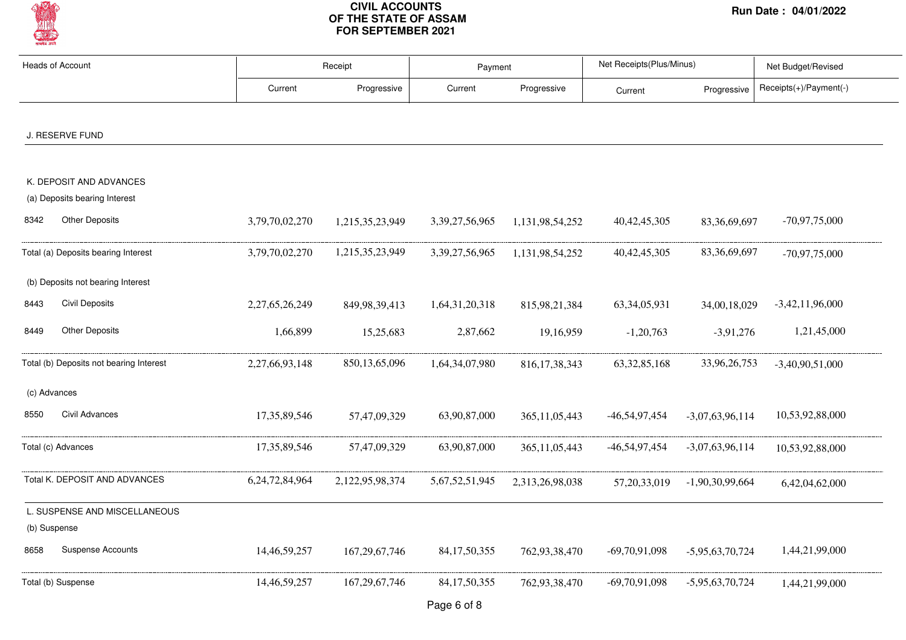# CIVIL ACCOUNTS OF THE STATE OF ASSAM FOR SEPTEMBER 2021

Run Date : 04/01/2022

| Heads of Account | | Receipt | | Payment | | Net Receipts(Plus/Minus) | | Net Budget/Revised |
|---|---|---|---|---|---|---|---|---|
| | | Current | Progressive | Current | Progressive | Current | Progressive | Receipts(+)/Payment(-) |
| J. RESERVE FUND | | | | | | | | |
| K. DEPOSIT AND ADVANCES | | | | | | | | |
| (a) Deposits bearing Interest | | | | | | | | |
| 8342 | Other Deposits | 3,79,70,02,270 | 1,215,35,23,949 | 3,39,27,56,965 | 1,131,98,54,252 | 40,42,45,305 | 83,36,69,697 | -70,97,75,000 |
| Total (a) Deposits bearing Interest | | 3,79,70,02,270 | 1,215,35,23,949 | 3,39,27,56,965 | 1,131,98,54,252 | 40,42,45,305 | 83,36,69,697 | -70,97,75,000 |
| (b) Deposits not bearing Interest | | | | | | | | |
| 8443 | Civil Deposits | 2,27,65,26,249 | 849,98,39,413 | 1,64,31,20,318 | 815,98,21,384 | 63,34,05,931 | 34,00,18,029 | -3,42,11,96,000 |
| 8449 | Other Deposits | 1,66,899 | 15,25,683 | 2,87,662 | 19,16,959 | -1,20,763 | -3,91,276 | 1,21,45,000 |
| Total (b) Deposits not bearing Interest | | 2,27,66,93,148 | 850,13,65,096 | 1,64,34,07,980 | 816,17,38,343 | 63,32,85,168 | 33,96,26,753 | -3,40,90,51,000 |
| (c) Advances | | | | | | | | |
| 8550 | Civil Advances | 17,35,89,546 | 57,47,09,329 | 63,90,87,000 | 365,11,05,443 | -46,54,97,454 | -3,07,63,96,114 | 10,53,92,88,000 |
| Total (c) Advances | | 17,35,89,546 | 57,47,09,329 | 63,90,87,000 | 365,11,05,443 | -46,54,97,454 | -3,07,63,96,114 | 10,53,92,88,000 |
| Total K. DEPOSIT AND ADVANCES | | 6,24,72,84,964 | 2,122,95,98,374 | 5,67,52,51,945 | 2,313,26,98,038 | 57,20,33,019 | -1,90,30,99,664 | 6,42,04,62,000 |
| L. SUSPENSE AND MISCELLANEOUS | | | | | | | | |
| (b) Suspense | | | | | | | | |
| 8658 | Suspense Accounts | 14,46,59,257 | 167,29,67,746 | 84,17,50,355 | 762,93,38,470 | -69,70,91,098 | -5,95,63,70,724 | 1,44,21,99,000 |
| Total (b) Suspense | | 14,46,59,257 | 167,29,67,746 | 84,17,50,355 | 762,93,38,470 | -69,70,91,098 | -5,95,63,70,724 | 1,44,21,99,000 |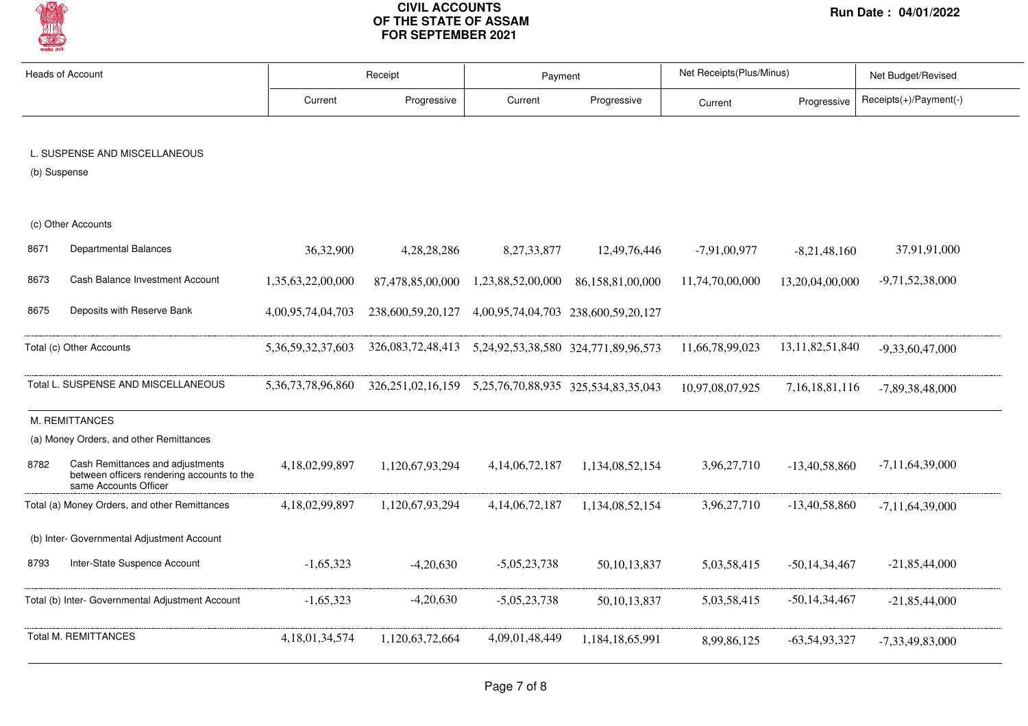# CIVIL ACCOUNTS OF THE STATE OF ASSAM FOR SEPTEMBER 2021

Run Date : 04/01/2022

| Heads of Account | | Receipt | | Payment | | Net Receipts(Plus/Minus) | | Net Budget/Revised |
|---|---|---|---|---|---|---|---|---|
| | | Current | Progressive | Current | Progressive | Current | Progressive | Receipts(+)/Payment(-) |
| **L. SUSPENSE AND MISCELLANEOUS** | | | | | | | | |
| (b) Suspense | | | | | | | | |
| (c) Other Accounts | | | | | | | | |
| 8671 | Departmental Balances | 36,32,900 | 4,28,28,286 | 8,27,33,877 | 12,49,76,446 | -7,91,00,977 | -8,21,48,160 | 37,91,91,000 |
| 8673 | Cash Balance Investment Account | 1,35,63,22,00,000 | 87,478,85,00,000 | 1,23,88,52,00,000 | 86,158,81,00,000 | 11,74,70,00,000 | 13,20,04,00,000 | -9,71,52,38,000 |
| 8675 | Deposits with Reserve Bank | 4,00,95,74,04,703 | 238,600,59,20,127 | 4,00,95,74,04,703 | 238,600,59,20,127 | | | |
| Total (c) Other Accounts | | 5,36,59,32,37,603 | 326,083,72,48,413 | 5,24,92,53,38,580 | 324,771,89,96,573 | 11,66,78,99,023 | 13,11,82,51,840 | -9,33,60,47,000 |
| Total L. SUSPENSE AND MISCELLANEOUS | | 5,36,73,78,96,860 | 326,251,02,16,159 | 5,25,76,70,88,935 | 325,534,83,35,043 | 10,97,08,07,925 | 7,16,18,81,116 | -7,89,38,48,000 |
| **M. REMITTANCES** | | | | | | | | |
| (a) Money Orders, and other Remittances | | | | | | | | |
| 8782 | Cash Remittances and adjustments between officers rendering accounts to the same Accounts Officer | 4,18,02,99,897 | 1,120,67,93,294 | 4,14,06,72,187 | 1,134,08,52,154 | 3,96,27,710 | -13,40,58,860 | -7,11,64,39,000 |
| Total (a) Money Orders, and other Remittances | | 4,18,02,99,897 | 1,120,67,93,294 | 4,14,06,72,187 | 1,134,08,52,154 | 3,96,27,710 | -13,40,58,860 | -7,11,64,39,000 |
| (b) Inter- Governmental Adjustment Account | | | | | | | | |
| 8793 | Inter-State Suspence Account | -1,65,323 | -4,20,630 | -5,05,23,738 | 50,10,13,837 | 5,03,58,415 | -50,14,34,467 | -21,85,44,000 |
| Total (b) Inter- Governmental Adjustment Account | | -1,65,323 | -4,20,630 | -5,05,23,738 | 50,10,13,837 | 5,03,58,415 | -50,14,34,467 | -21,85,44,000 |
| Total M. REMITTANCES | | 4,18,01,34,574 | 1,120,63,72,664 | 4,09,01,48,449 | 1,184,18,65,991 | 8,99,86,125 | -63,54,93,327 | -7,33,49,83,000 |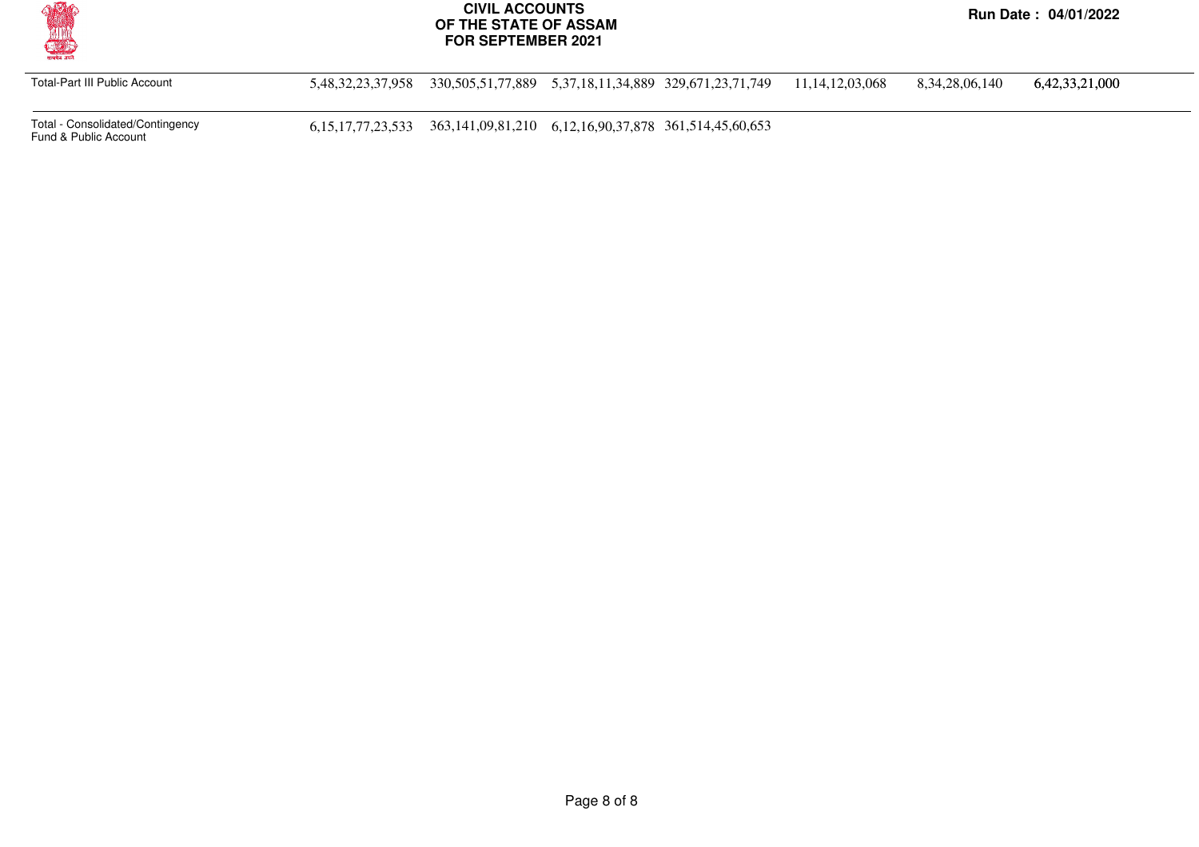# CIVIL ACCOUNTS OF THE STATE OF ASSAM FOR SEPTEMBER 2021

Run Date : 04/01/2022

| | | | | | | | |
|---|---|---|---|---|---|---|---|
| Total-Part III Public Account | 5,48,32,23,37,958 | 330,505,51,77,889 | 5,37,18,11,34,889 | 329,671,23,71,749 | 11,14,12,03,068 | 8,34,28,06,140 | 6,42,33,21,000 |
| Total - Consolidated/Contingency Fund & Public Account | 6,15,17,77,23,533 | 363,141,09,81,210 | 6,12,16,90,37,878 | 361,514,45,60,653 | | | |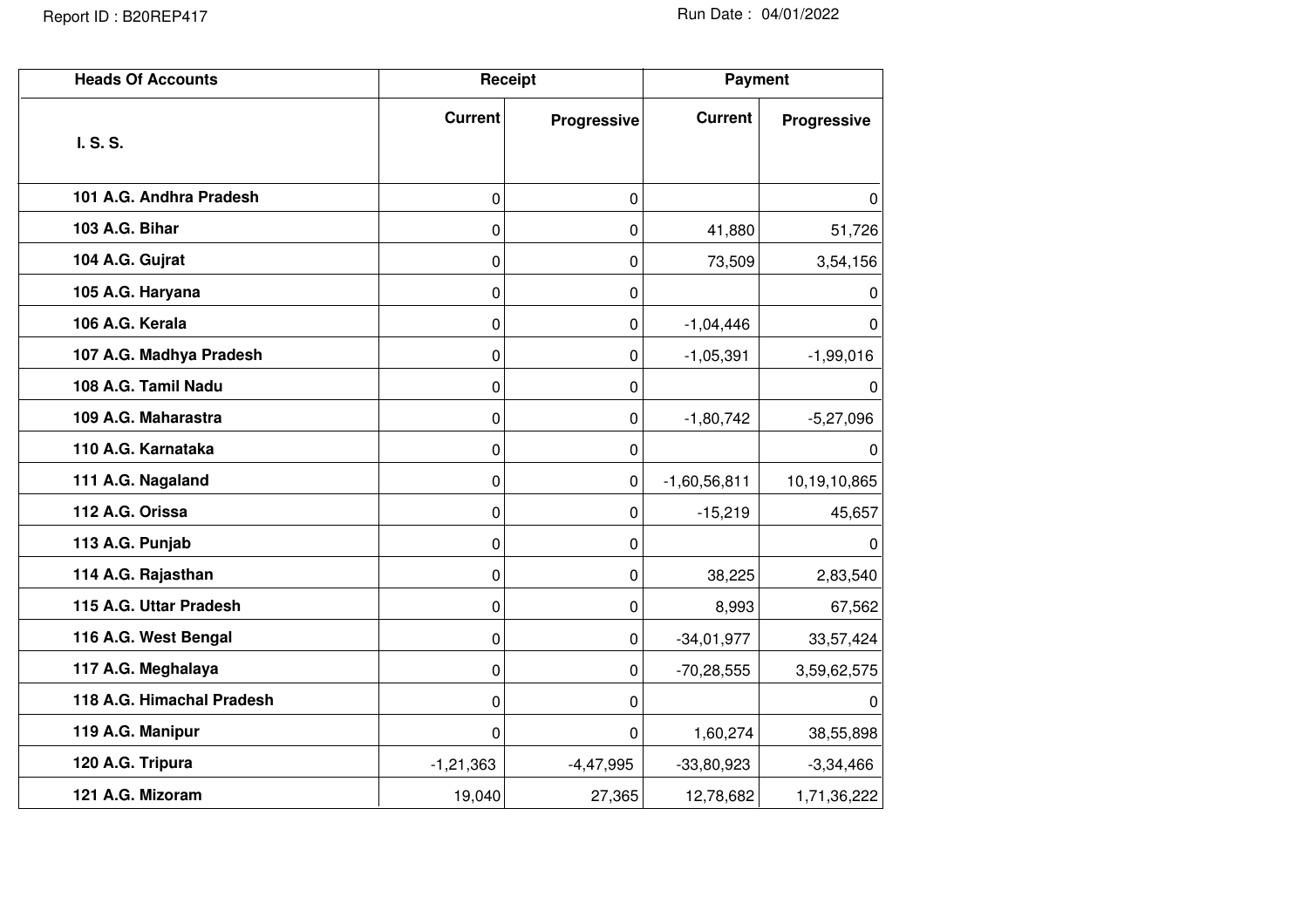Report ID : B20REP417

Run Date : 04/01/2022

| Heads Of Accounts | Receipt | | Payment | |
|---|---|---|---|---|
| I. S. S. | Current | Progressive | Current | Progressive |
| 101 A.G. Andhra Pradesh | 0 | 0 | | 0 |
| 103 A.G. Bihar | 0 | 0 | 41,880 | 51,726 |
| 104 A.G. Gujrat | 0 | 0 | 73,509 | 3,54,156 |
| 105 A.G. Haryana | 0 | 0 | | 0 |
| 106 A.G. Kerala | 0 | 0 | -1,04,446 | 0 |
| 107 A.G. Madhya Pradesh | 0 | 0 | -1,05,391 | -1,99,016 |
| 108 A.G. Tamil Nadu | 0 | 0 | | 0 |
| 109 A.G. Maharastra | 0 | 0 | -1,80,742 | -5,27,096 |
| 110 A.G. Karnataka | 0 | 0 | | 0 |
| 111 A.G. Nagaland | 0 | 0 | -1,60,56,811 | 10,19,10,865 |
| 112 A.G. Orissa | 0 | 0 | -15,219 | 45,657 |
| 113 A.G. Punjab | 0 | 0 | | 0 |
| 114 A.G. Rajasthan | 0 | 0 | 38,225 | 2,83,540 |
| 115 A.G. Uttar Pradesh | 0 | 0 | 8,993 | 67,562 |
| 116 A.G. West Bengal | 0 | 0 | -34,01,977 | 33,57,424 |
| 117 A.G. Meghalaya | 0 | 0 | -70,28,555 | 3,59,62,575 |
| 118 A.G. Himachal Pradesh | 0 | 0 | | 0 |
| 119 A.G. Manipur | 0 | 0 | 1,60,274 | 38,55,898 |
| 120 A.G. Tripura | -1,21,363 | -4,47,995 | -33,80,923 | -3,34,466 |
| 121 A.G. Mizoram | 19,040 | 27,365 | 12,78,682 | 1,71,36,222 |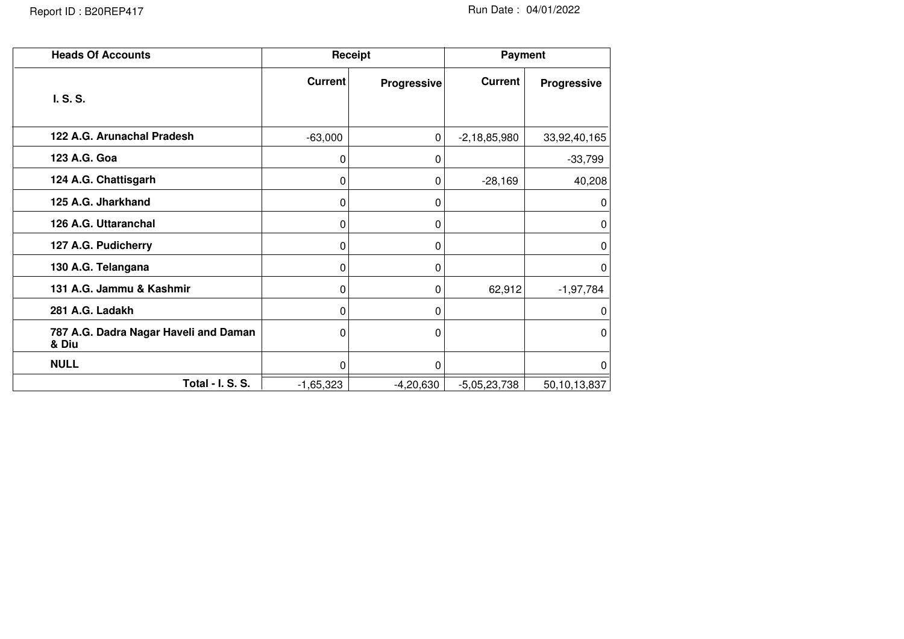| Heads Of Accounts | Receipt | | Payment | |
|---|---|---|---|---|
| I. S. S. | Current | Progressive | Current | Progressive |
| 122 A.G. Arunachal Pradesh | -63,000 | 0 | -2,18,85,980 | 33,92,40,165 |
| 123 A.G. Goa | 0 | 0 | | -33,799 |
| 124 A.G. Chattisgarh | 0 | 0 | -28,169 | 40,208 |
| 125 A.G. Jharkhand | 0 | 0 | | 0 |
| 126 A.G. Uttaranchal | 0 | 0 | | 0 |
| 127 A.G. Pudicherry | 0 | 0 | | 0 |
| 130 A.G. Telangana | 0 | 0 | | 0 |
| 131 A.G. Jammu & Kashmir | 0 | 0 | 62,912 | -1,97,784 |
| 281 A.G. Ladakh | 0 | 0 | | 0 |
| 787 A.G. Dadra Nagar Haveli and Daman & Diu | 0 | 0 | | 0 |
| NULL | 0 | 0 | | 0 |
| Total - I. S. S. | -1,65,323 | -4,20,630 | -5,05,23,738 | 50,10,13,837 |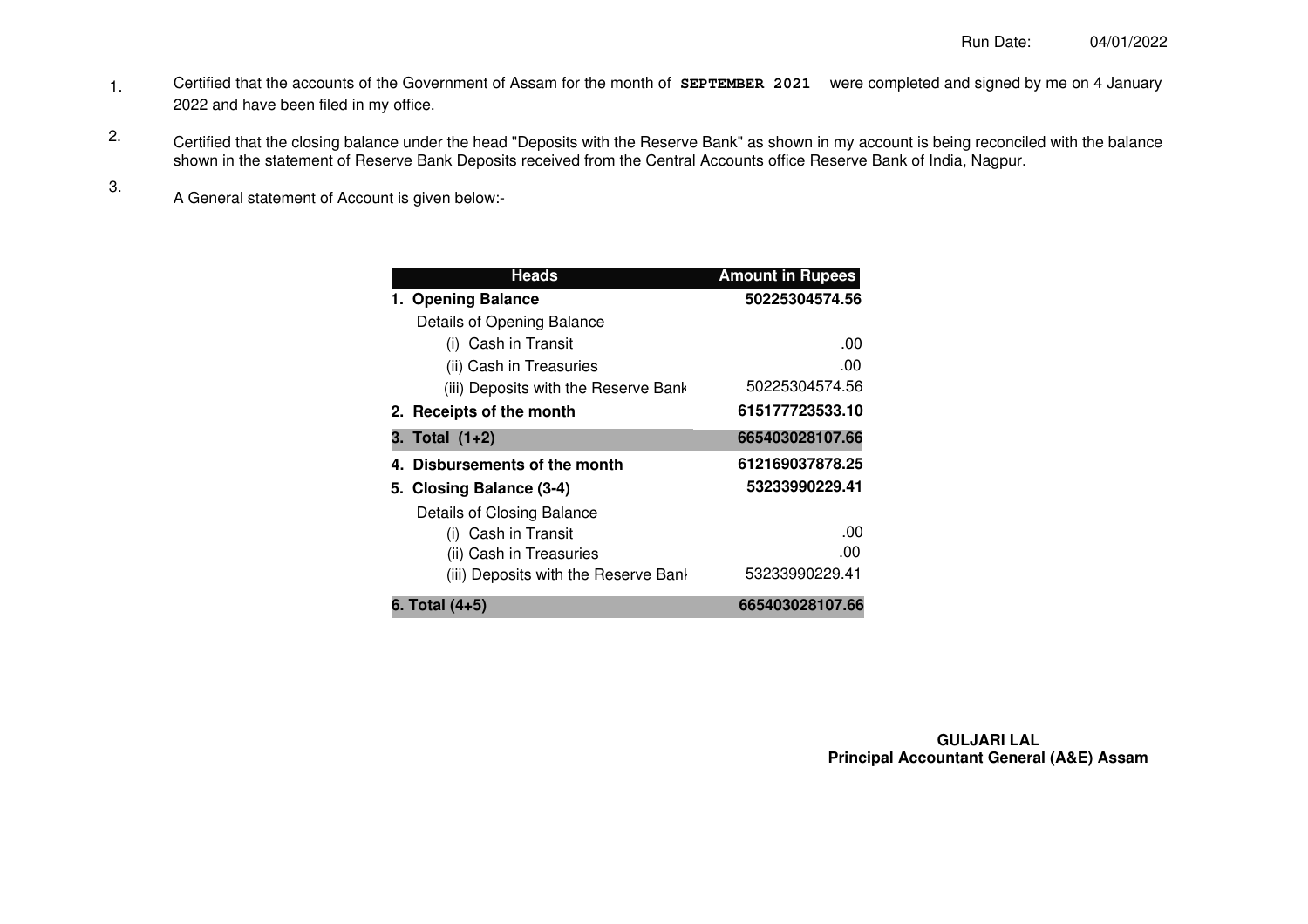Run Date: 04/01/2022

1. Certified that the accounts of the Government of Assam for the month of **SEPTEMBER 2021** were completed and signed by me on 4 January 2022 and have been filed in my office.

2. Certified that the closing balance under the head "Deposits with the Reserve Bank" as shown in my account is being reconciled with the balance shown in the statement of Reserve Bank Deposits received from the Central Accounts office Reserve Bank of India, Nagpur.

3. A General statement of Account is given below:-

| Heads | Amount in Rupees |
|---|---|
| **1. Opening Balance** | **50225304574.56** |
| Details of Opening Balance | |
| (i) Cash in Transit | .00 |
| (ii) Cash in Treasuries | .00 |
| (iii) Deposits with the Reserve Bank | 50225304574.56 |
| **2. Receipts of the month** | **615177723533.10** |
| **3. Total (1+2)** | **665403028107.66** |
| **4. Disbursements of the month** | **612169037878.25** |
| **5. Closing Balance (3-4)** | **53233990229.41** |
| Details of Closing Balance | |
| (i) Cash in Transit | .00 |
| (ii) Cash in Treasuries | .00 |
| (iii) Deposits with the Reserve Bank | 53233990229.41 |
| **6. Total (4+5)** | **665403028107.66** |

**GULJARI LAL**
**Principal Accountant General (A&E) Assam**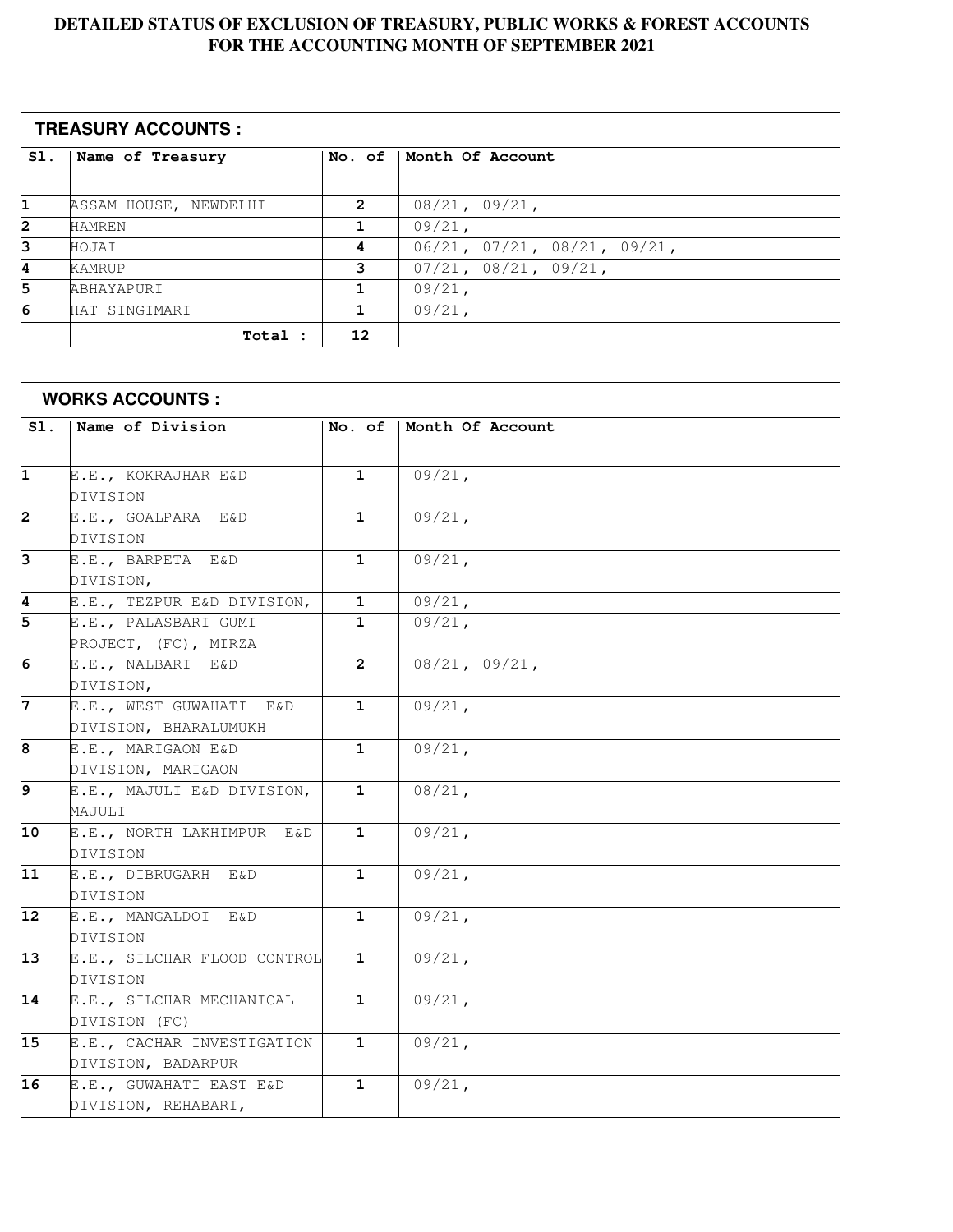# DETAILED STATUS OF EXCLUSION OF TREASURY, PUBLIC WORKS & FOREST ACCOUNTS FOR THE ACCOUNTING MONTH OF SEPTEMBER 2021

## TREASURY ACCOUNTS :

| Sl. | Name of Treasury | No. of | Month Of Account |
|---|---|---|---|
| 1 | ASSAM HOUSE, NEWDELHI | 2 | 08/21, 09/21, |
| 2 | HAMREN | 1 | 09/21, |
| 3 | HOJAI | 4 | 06/21, 07/21, 08/21, 09/21, |
| 4 | KAMRUP | 3 | 07/21, 08/21, 09/21, |
| 5 | ABHAYAPURI | 1 | 09/21, |
| 6 | HAT SINGIMARI | 1 | 09/21, |
| | Total : | 12 | |

## WORKS ACCOUNTS :

| Sl. | Name of Division | No. of | Month Of Account |
|---|---|---|---|
| 1 | E.E., KOKRAJHAR E&D DIVISION | 1 | 09/21, |
| 2 | E.E., GOALPARA E&D DIVISION | 1 | 09/21, |
| 3 | E.E., BARPETA E&D DIVISION, | 1 | 09/21, |
| 4 | E.E., TEZPUR E&D DIVISION, | 1 | 09/21, |
| 5 | E.E., PALASBARI GUMI PROJECT, (FC), MIRZA | 1 | 09/21, |
| 6 | E.E., NALBARI E&D DIVISION, | 2 | 08/21, 09/21, |
| 7 | E.E., WEST GUWAHATI E&D DIVISION, BHARALUMUKH | 1 | 09/21, |
| 8 | E.E., MARIGAON E&D DIVISION, MARIGAON | 1 | 09/21, |
| 9 | E.E., MAJULI E&D DIVISION, MAJULI | 1 | 08/21, |
| 10 | E.E., NORTH LAKHIMPUR E&D DIVISION | 1 | 09/21, |
| 11 | E.E., DIBRUGARH E&D DIVISION | 1 | 09/21, |
| 12 | E.E., MANGALDOI E&D DIVISION | 1 | 09/21, |
| 13 | E.E., SILCHAR FLOOD CONTROL DIVISION | 1 | 09/21, |
| 14 | E.E., SILCHAR MECHANICAL DIVISION (FC) | 1 | 09/21, |
| 15 | E.E., CACHAR INVESTIGATION DIVISION, BADARPUR | 1 | 09/21, |
| 16 | E.E., GUWAHATI EAST E&D DIVISION, REHABARI, | 1 | 09/21, |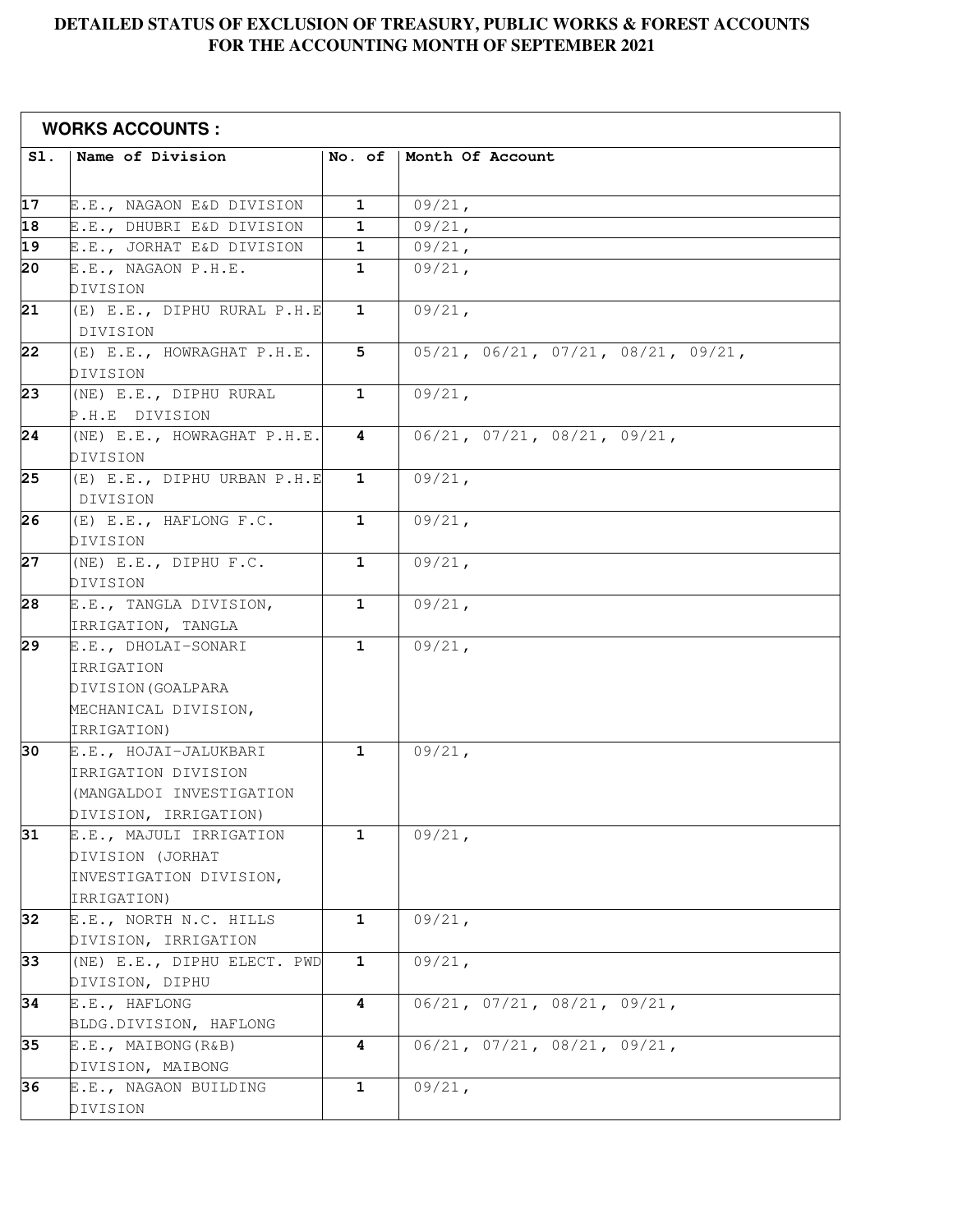**DETAILED STATUS OF EXCLUSION OF TREASURY, PUBLIC WORKS & FOREST ACCOUNTS FOR THE ACCOUNTING MONTH OF SEPTEMBER 2021**

**WORKS ACCOUNTS :**

| Sl. | Name of Division | No. of | Month Of Account |
|---|---|---|---|
| 17 | E.E., NAGAON E&D DIVISION | 1 | 09/21, |
| 18 | E.E., DHUBRI E&D DIVISION | 1 | 09/21, |
| 19 | E.E., JORHAT E&D DIVISION | 1 | 09/21, |
| 20 | E.E., NAGAON P.H.E. DIVISION | 1 | 09/21, |
| 21 | (E) E.E., DIPHU RURAL P.H.E DIVISION | 1 | 09/21, |
| 22 | (E) E.E., HOWRAGHAT P.H.E. DIVISION | 5 | 05/21, 06/21, 07/21, 08/21, 09/21, |
| 23 | (NE) E.E., DIPHU RURAL P.H.E DIVISION | 1 | 09/21, |
| 24 | (NE) E.E., HOWRAGHAT P.H.E. DIVISION | 4 | 06/21, 07/21, 08/21, 09/21, |
| 25 | (E) E.E., DIPHU URBAN P.H.E DIVISION | 1 | 09/21, |
| 26 | (E) E.E., HAFLONG F.C. DIVISION | 1 | 09/21, |
| 27 | (NE) E.E., DIPHU F.C. DIVISION | 1 | 09/21, |
| 28 | E.E., TANGLA DIVISION, IRRIGATION, TANGLA | 1 | 09/21, |
| 29 | E.E., DHOLAI-SONARI IRRIGATION DIVISION(GOALPARA MECHANICAL DIVISION, IRRIGATION) | 1 | 09/21, |
| 30 | E.E., HOJAI-JALUKBARI IRRIGATION DIVISION (MANGALDOI INVESTIGATION DIVISION, IRRIGATION) | 1 | 09/21, |
| 31 | E.E., MAJULI IRRIGATION DIVISION (JORHAT INVESTIGATION DIVISION, IRRIGATION) | 1 | 09/21, |
| 32 | E.E., NORTH N.C. HILLS DIVISION, IRRIGATION | 1 | 09/21, |
| 33 | (NE) E.E., DIPHU ELECT. PWD DIVISION, DIPHU | 1 | 09/21, |
| 34 | E.E., HAFLONG BLDG.DIVISION, HAFLONG | 4 | 06/21, 07/21, 08/21, 09/21, |
| 35 | E.E., MAIBONG(R&B) DIVISION, MAIBONG | 4 | 06/21, 07/21, 08/21, 09/21, |
| 36 | E.E., NAGAON BUILDING DIVISION | 1 | 09/21, |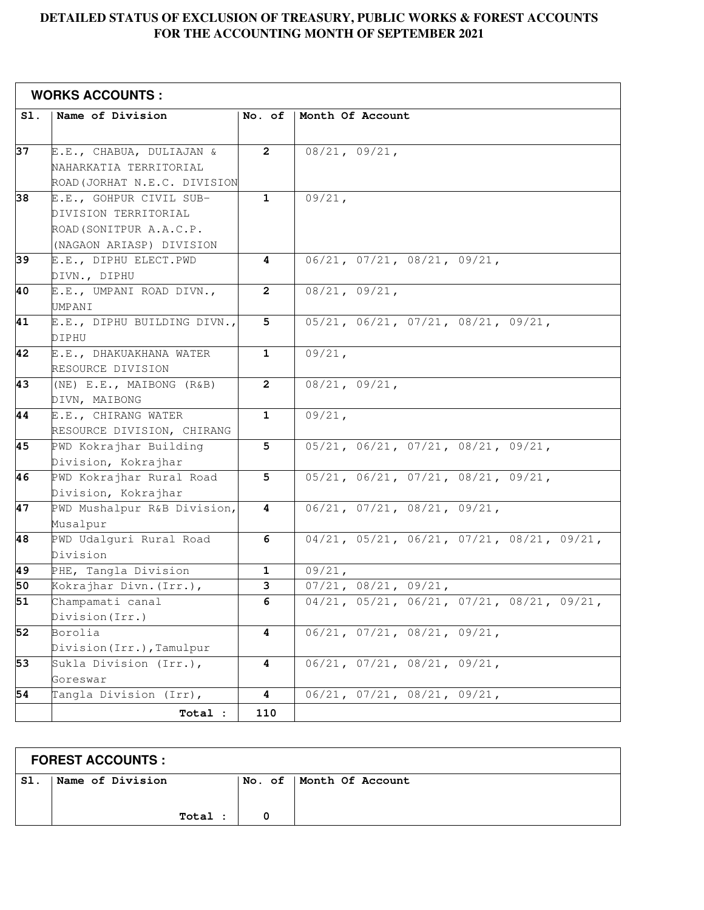# DETAILED STATUS OF EXCLUSION OF TREASURY, PUBLIC WORKS & FOREST ACCOUNTS FOR THE ACCOUNTING MONTH OF SEPTEMBER 2021

**WORKS ACCOUNTS :**

| Sl. | Name of Division | No. of | Month Of Account |
|---|---|---|---|
| 37 | E.E., CHABUA, DULIAJAN & NAHARKATIA TERRITORIAL ROAD(JORHAT N.E.C. DIVISION | 2 | 08/21, 09/21, |
| 38 | E.E., GOHPUR CIVIL SUB-DIVISION TERRITORIAL ROAD(SONITPUR A.A.C.P. (NAGAON ARIASP) DIVISION | 1 | 09/21, |
| 39 | E.E., DIPHU ELECT.PWD DIVN., DIPHU | 4 | 06/21, 07/21, 08/21, 09/21, |
| 40 | E.E., UMPANI ROAD DIVN., UMPANI | 2 | 08/21, 09/21, |
| 41 | E.E., DIPHU BUILDING DIVN., DIPHU | 5 | 05/21, 06/21, 07/21, 08/21, 09/21, |
| 42 | E.E., DHAKUAKHANA WATER RESOURCE DIVISION | 1 | 09/21, |
| 43 | (NE) E.E., MAIBONG (R&B) DIVN, MAIBONG | 2 | 08/21, 09/21, |
| 44 | E.E., CHIRANG WATER RESOURCE DIVISION, CHIRANG | 1 | 09/21, |
| 45 | PWD Kokrajhar Building Division, Kokrajhar | 5 | 05/21, 06/21, 07/21, 08/21, 09/21, |
| 46 | PWD Kokrajhar Rural Road Division, Kokrajhar | 5 | 05/21, 06/21, 07/21, 08/21, 09/21, |
| 47 | PWD Mushalpur R&B Division, Musalpur | 4 | 06/21, 07/21, 08/21, 09/21, |
| 48 | PWD Udalguri Rural Road Division | 6 | 04/21, 05/21, 06/21, 07/21, 08/21, 09/21, |
| 49 | PHE, Tangla Division | 1 | 09/21, |
| 50 | Kokrajhar Divn.(Irr.), | 3 | 07/21, 08/21, 09/21, |
| 51 | Champamati canal Division(Irr.) | 6 | 04/21, 05/21, 06/21, 07/21, 08/21, 09/21, |
| 52 | Borolia Division(Irr.),Tamulpur | 4 | 06/21, 07/21, 08/21, 09/21, |
| 53 | Sukla Division (Irr.), Goreswar | 4 | 06/21, 07/21, 08/21, 09/21, |
| 54 | Tangla Division (Irr), | 4 | 06/21, 07/21, 08/21, 09/21, |
| | **Total :** | **110** | |

**FOREST ACCOUNTS :**

| Sl. | Name of Division | No. of | Month Of Account |
|---|---|---|---|
| | **Total :** | **0** | |